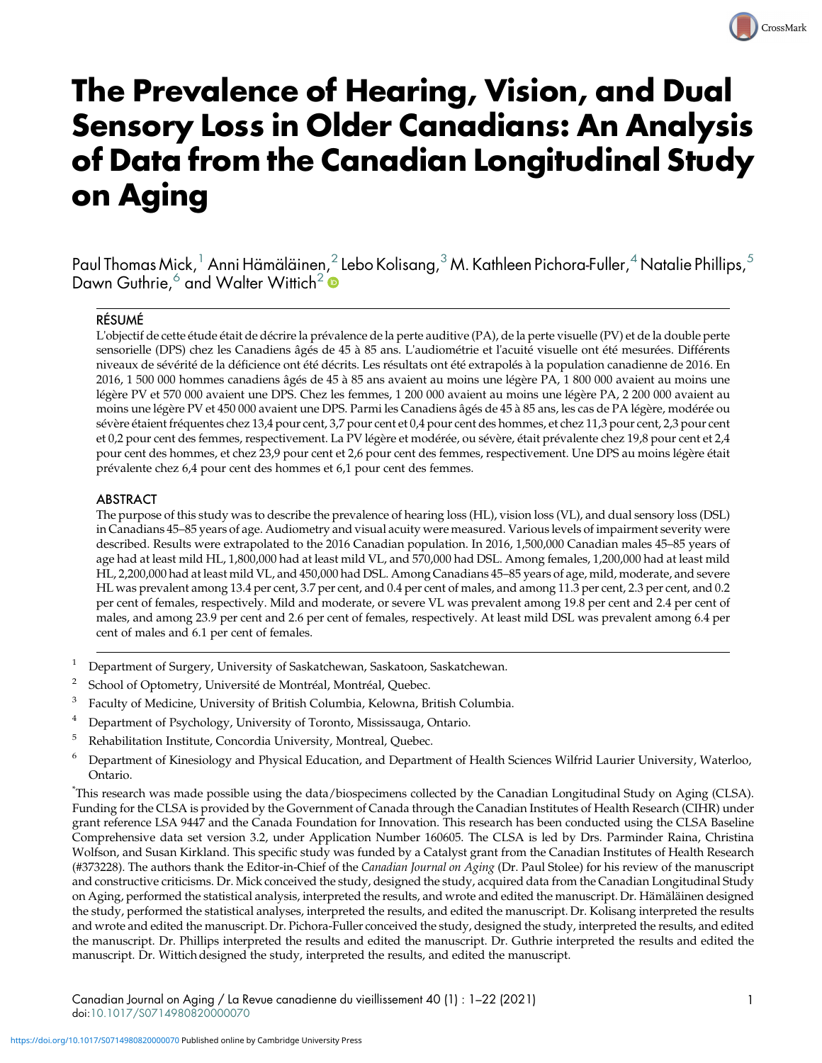# The Prevalence of Hearing, Vision, and Dual Sensory Loss in Older Canadians: An Analysis of Data from the Canadian Longitudinal Study on Aging

Paul Thomas Mick,[1] Anni Hämäläinen,[2] Lebo Kolisang,[3] M. Kathleen Pichora-Fuller,[4] Natalie Phillips,[5] Dawn Guthrie,[6] and Walter Wittich[2]

## RÉSUMÉ

L'objectif de cette étude était de décrire la prévalence de la perte auditive (PA), de la perte visuelle (PV) et de la double perte sensorielle (DPS) chez les Canadiens âgés de 45 à 85 ans. L'audiométrie et l'acuité visuelle ont été mesurées. Différents niveaux de sévérité de la déficience ont été décrits. Les résultats ont été extrapolés à la population canadienne de 2016. En 2016, 1 500 000 hommes canadiens âgés de 45 à 85 ans avaient au moins une légère PA, 1 800 000 avaient au moins une légère PV et 570 000 avaient une DPS. Chez les femmes, 1 200 000 avaient au moins une légère PA, 2 200 000 avaient au moins une légère PV et 450 000 avaient une DPS. Parmi les Canadiens âgés de 45 à 85 ans, les cas de PA légère, modérée ou sévère étaient fréquentes chez 13,4 pour cent, 3,7 pour cent et 0,4 pour cent des hommes, et chez 11,3 pour cent, 2,3 pour cent et 0,2 pour cent des femmes, respectivement. La PV légère et modérée, ou sévère, était prévalente chez 19,8 pour cent et 2,4 pour cent des hommes, et chez 23,9 pour cent et 2,6 pour cent des femmes, respectivement. Une DPS au moins légère était prévalente chez 6,4 pour cent des hommes et 6,1 pour cent des femmes.

## ABSTRACT

The purpose of this study was to describe the prevalence of hearing loss (HL), vision loss (VL), and dual sensory loss (DSL) in Canadians 45–85 years of age. Audiometry and visual acuity were measured. Various levels of impairment severity were described. Results were extrapolated to the 2016 Canadian population. In 2016, 1,500,000 Canadian males 45–85 years of age had at least mild HL, 1,800,000 had at least mild VL, and 570,000 had DSL. Among females, 1,200,000 had at least mild HL, 2,200,000 had at least mild VL, and 450,000 had DSL. Among Canadians 45–85 years of age, mild, moderate, and severe HL was prevalent among 13.4 per cent, 3.7 per cent, and 0.4 per cent of males, and among 11.3 per cent, 2.3 per cent, and 0.2 per cent of females, respectively. Mild and moderate, or severe VL was prevalent among 19.8 per cent and 2.4 per cent of males, and among 23.9 per cent and 2.6 per cent of females, respectively. At least mild DSL was prevalent among 6.4 per cent of males and 6.1 per cent of females.

[1] Department of Surgery, University of Saskatchewan, Saskatoon, Saskatchewan.

[2] School of Optometry, Université de Montréal, Montréal, Quebec.

[3] Faculty of Medicine, University of British Columbia, Kelowna, British Columbia.

[4] Department of Psychology, University of Toronto, Mississauga, Ontario.

[5] Rehabilitation Institute, Concordia University, Montreal, Quebec.

[6] Department of Kinesiology and Physical Education, and Department of Health Sciences Wilfrid Laurier University, Waterloo, Ontario.

*This research was made possible using the data/biospecimens collected by the Canadian Longitudinal Study on Aging (CLSA). Funding for the CLSA is provided by the Government of Canada through the Canadian Institutes of Health Research (CIHR) under grant reference LSA 9447 and the Canada Foundation for Innovation. This research has been conducted using the CLSA Baseline Comprehensive data set version 3.2, under Application Number 160605. The CLSA is led by Drs. Parminder Raina, Christina Wolfson, and Susan Kirkland. This specific study was funded by a Catalyst grant from the Canadian Institutes of Health Research (#373228). The authors thank the Editor-in-Chief of the *Canadian Journal on Aging* (Dr. Paul Stolee) for his review of the manuscript and constructive criticisms. Dr. Mick conceived the study, designed the study, acquired data from the Canadian Longitudinal Study on Aging, performed the statistical analysis, interpreted the results, and wrote and edited the manuscript. Dr. Hämäläinen designed the study, performed the statistical analyses, interpreted the results, and edited the manuscript. Dr. Kolisang interpreted the results and wrote and edited the manuscript. Dr. Pichora-Fuller conceived the study, designed the study, interpreted the results, and edited the manuscript. Dr. Phillips interpreted the results and edited the manuscript. Dr. Guthrie interpreted the results and edited the manuscript. Dr. Wittich designed the study, interpreted the results, and edited the manuscript.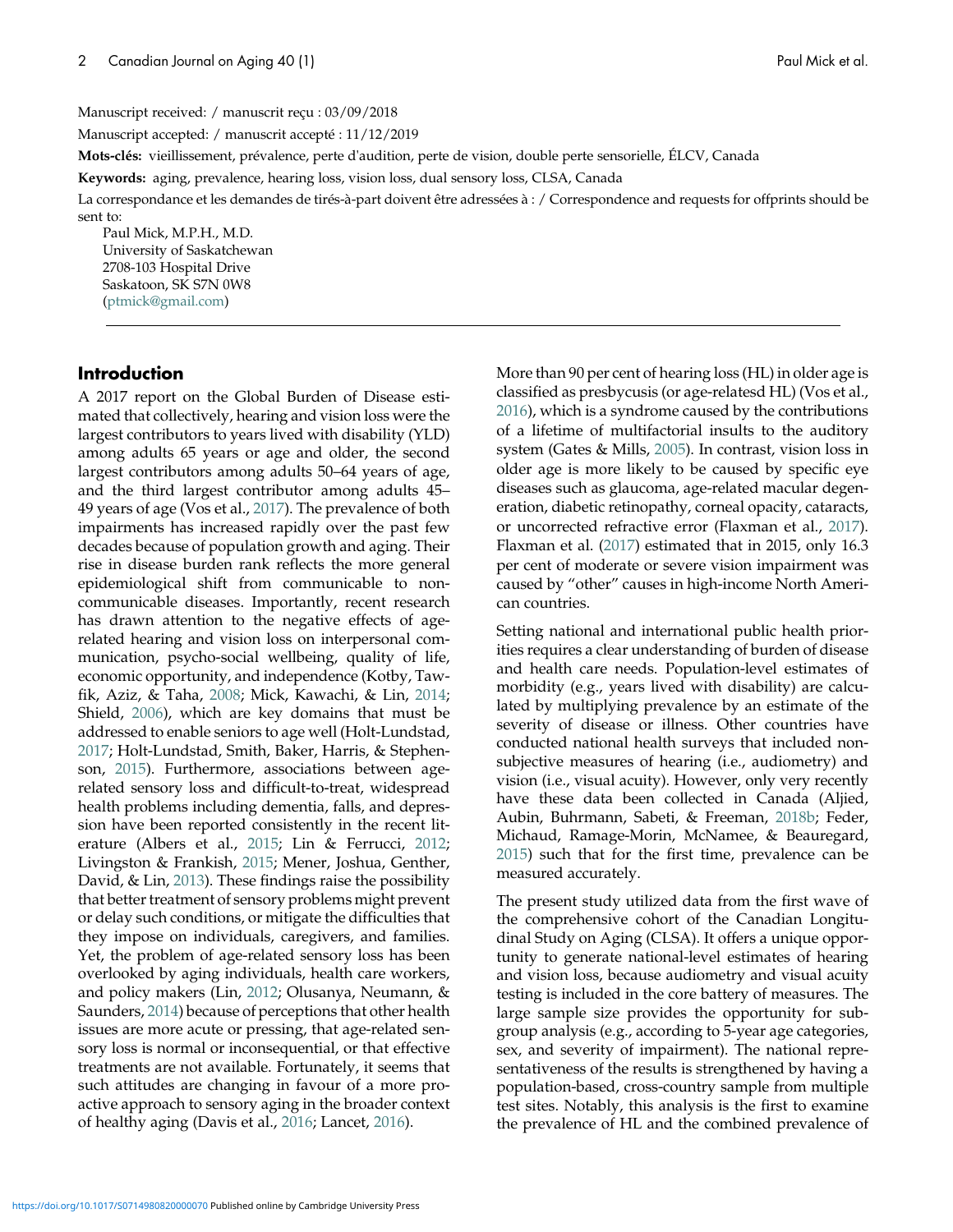Manuscript received: / manuscrit reçu : 03/09/2018

Manuscript accepted: / manuscrit accepté : 11/12/2019

**Mots-clés:** vieillissement, prévalence, perte d'audition, perte de vision, double perte sensorielle, ÉLCV, Canada

**Keywords:** aging, prevalence, hearing loss, vision loss, dual sensory loss, CLSA, Canada

La correspondance et les demandes de tirés-à-part doivent être adressées à : / Correspondence and requests for offprints should be sent to:

Paul Mick, M.P.H., M.D.
University of Saskatchewan
2708-103 Hospital Drive
Saskatoon, SK S7N 0W8
(ptmick@gmail.com)

## Introduction

A 2017 report on the Global Burden of Disease estimated that collectively, hearing and vision loss were the largest contributors to years lived with disability (YLD) among adults 65 years or age and older, the second largest contributors among adults 50–64 years of age, and the third largest contributor among adults 45–49 years of age (Vos et al., 2017). The prevalence of both impairments has increased rapidly over the past few decades because of population growth and aging. Their rise in disease burden rank reflects the more general epidemiological shift from communicable to non-communicable diseases. Importantly, recent research has drawn attention to the negative effects of age-related hearing and vision loss on interpersonal communication, psycho-social wellbeing, quality of life, economic opportunity, and independence (Kotby, Tawfik, Aziz, & Taha, 2008; Mick, Kawachi, & Lin, 2014; Shield, 2006), which are key domains that must be addressed to enable seniors to age well (Holt-Lundstad, 2017; Holt-Lundstad, Smith, Baker, Harris, & Stephenson, 2015). Furthermore, associations between age-related sensory loss and difficult-to-treat, widespread health problems including dementia, falls, and depression have been reported consistently in the recent literature (Albers et al., 2015; Lin & Ferrucci, 2012; Livingston & Frankish, 2015; Mener, Joshua, Genther, David, & Lin, 2013). These findings raise the possibility that better treatment of sensory problems might prevent or delay such conditions, or mitigate the difficulties that they impose on individuals, caregivers, and families. Yet, the problem of age-related sensory loss has been overlooked by aging individuals, health care workers, and policy makers (Lin, 2012; Olusanya, Neumann, & Saunders, 2014) because of perceptions that other health issues are more acute or pressing, that age-related sensory loss is normal or inconsequential, or that effective treatments are not available. Fortunately, it seems that such attitudes are changing in favour of a more proactive approach to sensory aging in the broader context of healthy aging (Davis et al., 2016; Lancet, 2016).

More than 90 per cent of hearing loss (HL) in older age is classified as presbycusis (or age-relatesd HL) (Vos et al., 2016), which is a syndrome caused by the contributions of a lifetime of multifactorial insults to the auditory system (Gates & Mills, 2005). In contrast, vision loss in older age is more likely to be caused by specific eye diseases such as glaucoma, age-related macular degeneration, diabetic retinopathy, corneal opacity, cataracts, or uncorrected refractive error (Flaxman et al., 2017). Flaxman et al. (2017) estimated that in 2015, only 16.3 per cent of moderate or severe vision impairment was caused by "other" causes in high-income North American countries.

Setting national and international public health priorities requires a clear understanding of burden of disease and health care needs. Population-level estimates of morbidity (e.g., years lived with disability) are calculated by multiplying prevalence by an estimate of the severity of disease or illness. Other countries have conducted national health surveys that included non-subjective measures of hearing (i.e., audiometry) and vision (i.e., visual acuity). However, only very recently have these data been collected in Canada (Aljied, Aubin, Buhrmann, Sabeti, & Freeman, 2018b; Feder, Michaud, Ramage-Morin, McNamee, & Beauregard, 2015) such that for the first time, prevalence can be measured accurately.

The present study utilized data from the first wave of the comprehensive cohort of the Canadian Longitudinal Study on Aging (CLSA). It offers a unique opportunity to generate national-level estimates of hearing and vision loss, because audiometry and visual acuity testing is included in the core battery of measures. The large sample size provides the opportunity for subgroup analysis (e.g., according to 5-year age categories, sex, and severity of impairment). The national representativeness of the results is strengthened by having a population-based, cross-country sample from multiple test sites. Notably, this analysis is the first to examine the prevalence of HL and the combined prevalence of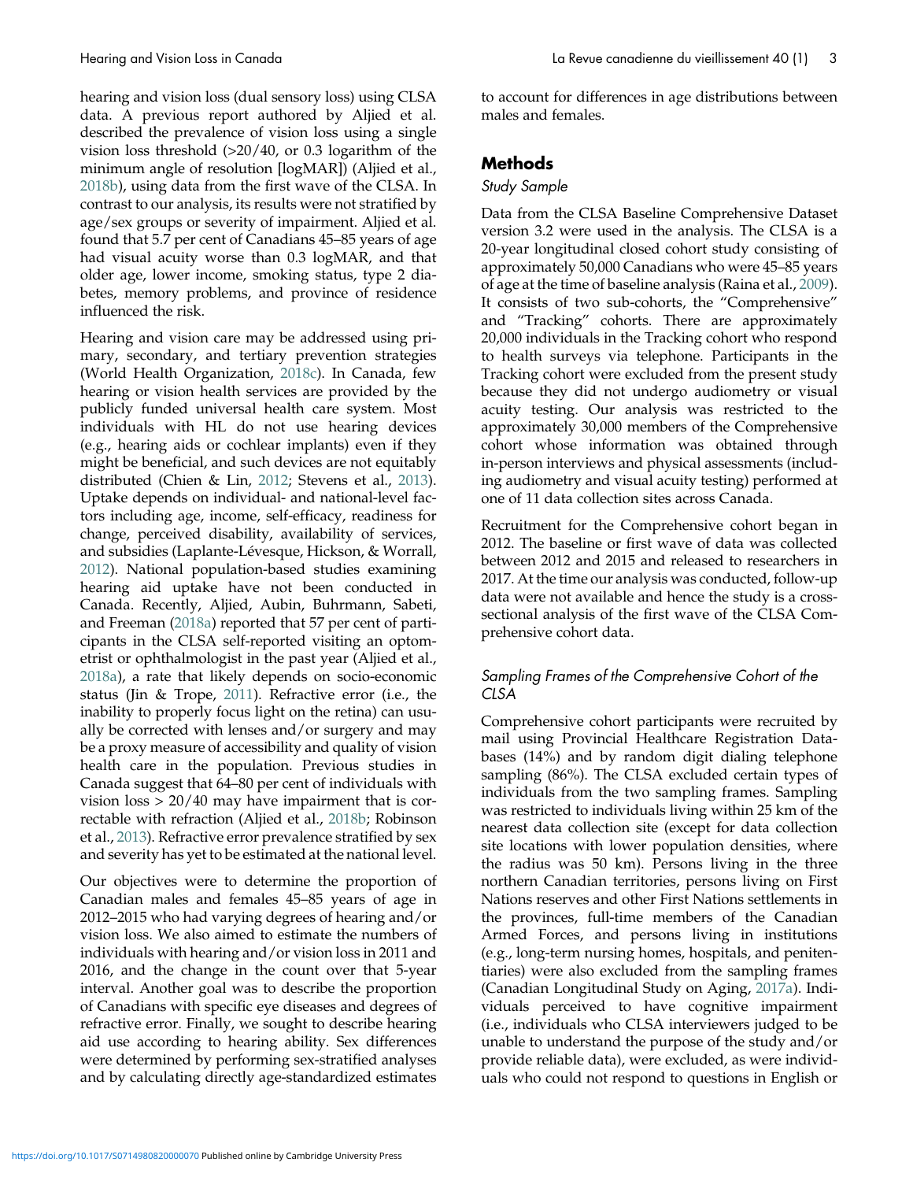hearing and vision loss (dual sensory loss) using CLSA data. A previous report authored by Aljied et al. described the prevalence of vision loss using a single vision loss threshold (>20/40, or 0.3 logarithm of the minimum angle of resolution [logMAR]) (Aljied et al., 2018b), using data from the first wave of the CLSA. In contrast to our analysis, its results were not stratified by age/sex groups or severity of impairment. Aljied et al. found that 5.7 per cent of Canadians 45–85 years of age had visual acuity worse than 0.3 logMAR, and that older age, lower income, smoking status, type 2 diabetes, memory problems, and province of residence influenced the risk.

Hearing and vision care may be addressed using primary, secondary, and tertiary prevention strategies (World Health Organization, 2018c). In Canada, few hearing or vision health services are provided by the publicly funded universal health care system. Most individuals with HL do not use hearing devices (e.g., hearing aids or cochlear implants) even if they might be beneficial, and such devices are not equitably distributed (Chien & Lin, 2012; Stevens et al., 2013). Uptake depends on individual- and national-level factors including age, income, self-efficacy, readiness for change, perceived disability, availability of services, and subsidies (Laplante-Lévesque, Hickson, & Worrall, 2012). National population-based studies examining hearing aid uptake have not been conducted in Canada. Recently, Aljied, Aubin, Buhrmann, Sabeti, and Freeman (2018a) reported that 57 per cent of participants in the CLSA self-reported visiting an optometrist or ophthalmologist in the past year (Aljied et al., 2018a), a rate that likely depends on socio-economic status (Jin & Trope, 2011). Refractive error (i.e., the inability to properly focus light on the retina) can usually be corrected with lenses and/or surgery and may be a proxy measure of accessibility and quality of vision health care in the population. Previous studies in Canada suggest that 64–80 per cent of individuals with vision loss > 20/40 may have impairment that is correctable with refraction (Aljied et al., 2018b; Robinson et al., 2013). Refractive error prevalence stratified by sex and severity has yet to be estimated at the national level.

Our objectives were to determine the proportion of Canadian males and females 45–85 years of age in 2012–2015 who had varying degrees of hearing and/or vision loss. We also aimed to estimate the numbers of individuals with hearing and/or vision loss in 2011 and 2016, and the change in the count over that 5-year interval. Another goal was to describe the proportion of Canadians with specific eye diseases and degrees of refractive error. Finally, we sought to describe hearing aid use according to hearing ability. Sex differences were determined by performing sex-stratified analyses and by calculating directly age-standardized estimates to account for differences in age distributions between males and females.

## Methods

### *Study Sample*

Data from the CLSA Baseline Comprehensive Dataset version 3.2 were used in the analysis. The CLSA is a 20-year longitudinal closed cohort study consisting of approximately 50,000 Canadians who were 45–85 years of age at the time of baseline analysis (Raina et al., 2009). It consists of two sub-cohorts, the "Comprehensive" and "Tracking" cohorts. There are approximately 20,000 individuals in the Tracking cohort who respond to health surveys via telephone. Participants in the Tracking cohort were excluded from the present study because they did not undergo audiometry or visual acuity testing. Our analysis was restricted to the approximately 30,000 members of the Comprehensive cohort whose information was obtained through in-person interviews and physical assessments (including audiometry and visual acuity testing) performed at one of 11 data collection sites across Canada.

Recruitment for the Comprehensive cohort began in 2012. The baseline or first wave of data was collected between 2012 and 2015 and released to researchers in 2017. At the time our analysis was conducted, follow-up data were not available and hence the study is a cross-sectional analysis of the first wave of the CLSA Comprehensive cohort data.

### *Sampling Frames of the Comprehensive Cohort of the CLSA*

Comprehensive cohort participants were recruited by mail using Provincial Healthcare Registration Databases (14%) and by random digit dialing telephone sampling (86%). The CLSA excluded certain types of individuals from the two sampling frames. Sampling was restricted to individuals living within 25 km of the nearest data collection site (except for data collection site locations with lower population densities, where the radius was 50 km). Persons living in the three northern Canadian territories, persons living on First Nations reserves and other First Nations settlements in the provinces, full-time members of the Canadian Armed Forces, and persons living in institutions (e.g., long-term nursing homes, hospitals, and penitentiaries) were also excluded from the sampling frames (Canadian Longitudinal Study on Aging, 2017a). Individuals perceived to have cognitive impairment (i.e., individuals who CLSA interviewers judged to be unable to understand the purpose of the study and/or provide reliable data), were excluded, as were individuals who could not respond to questions in English or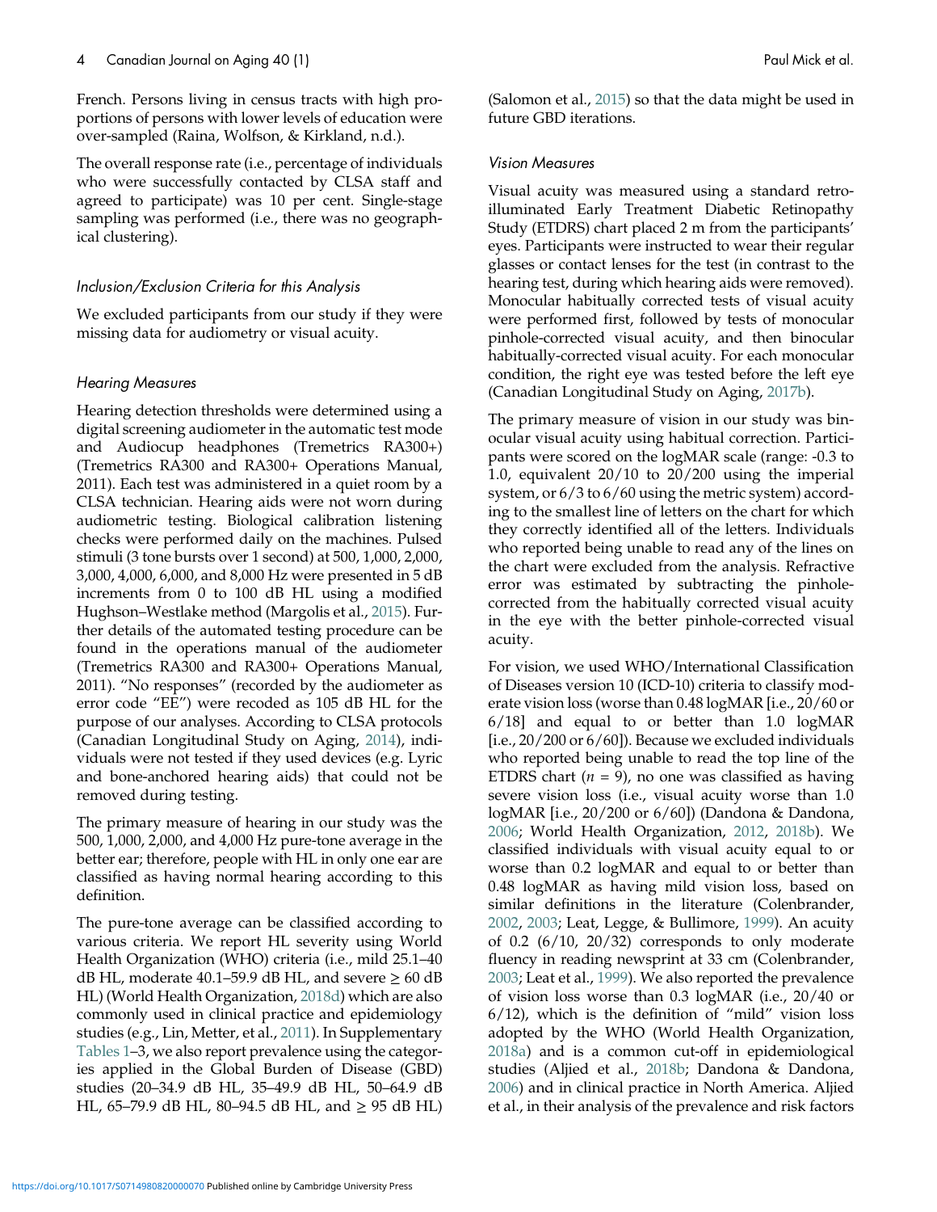French. Persons living in census tracts with high proportions of persons with lower levels of education were over-sampled (Raina, Wolfson, & Kirkland, n.d.).

The overall response rate (i.e., percentage of individuals who were successfully contacted by CLSA staff and agreed to participate) was 10 per cent. Single-stage sampling was performed (i.e., there was no geographical clustering).

### *Inclusion/Exclusion Criteria for this Analysis*

We excluded participants from our study if they were missing data for audiometry or visual acuity.

### *Hearing Measures*

Hearing detection thresholds were determined using a digital screening audiometer in the automatic test mode and Audiocup headphones (Tremetrics RA300+) (Tremetrics RA300 and RA300+ Operations Manual, 2011). Each test was administered in a quiet room by a CLSA technician. Hearing aids were not worn during audiometric testing. Biological calibration listening checks were performed daily on the machines. Pulsed stimuli (3 tone bursts over 1 second) at 500, 1,000, 2,000, 3,000, 4,000, 6,000, and 8,000 Hz were presented in 5 dB increments from 0 to 100 dB HL using a modified Hughson–Westlake method (Margolis et al., 2015). Further details of the automated testing procedure can be found in the operations manual of the audiometer (Tremetrics RA300 and RA300+ Operations Manual, 2011). "No responses" (recorded by the audiometer as error code "EE") were recoded as 105 dB HL for the purpose of our analyses. According to CLSA protocols (Canadian Longitudinal Study on Aging, 2014), individuals were not tested if they used devices (e.g. Lyric and bone-anchored hearing aids) that could not be removed during testing.

The primary measure of hearing in our study was the 500, 1,000, 2,000, and 4,000 Hz pure-tone average in the better ear; therefore, people with HL in only one ear are classified as having normal hearing according to this definition.

The pure-tone average can be classified according to various criteria. We report HL severity using World Health Organization (WHO) criteria (i.e., mild 25.1–40 dB HL, moderate 40.1–59.9 dB HL, and severe ≥ 60 dB HL) (World Health Organization, 2018d) which are also commonly used in clinical practice and epidemiology studies (e.g., Lin, Metter, et al., 2011). In Supplementary Tables 1–3, we also report prevalence using the categories applied in the Global Burden of Disease (GBD) studies (20–34.9 dB HL, 35–49.9 dB HL, 50–64.9 dB HL, 65–79.9 dB HL, 80–94.5 dB HL, and ≥ 95 dB HL) (Salomon et al., 2015) so that the data might be used in future GBD iterations.

### *Vision Measures*

Visual acuity was measured using a standard retro-illuminated Early Treatment Diabetic Retinopathy Study (ETDRS) chart placed 2 m from the participants' eyes. Participants were instructed to wear their regular glasses or contact lenses for the test (in contrast to the hearing test, during which hearing aids were removed). Monocular habitually corrected tests of visual acuity were performed first, followed by tests of monocular pinhole-corrected visual acuity, and then binocular habitually-corrected visual acuity. For each monocular condition, the right eye was tested before the left eye (Canadian Longitudinal Study on Aging, 2017b).

The primary measure of vision in our study was binocular visual acuity using habitual correction. Participants were scored on the logMAR scale (range: -0.3 to 1.0, equivalent 20/10 to 20/200 using the imperial system, or 6/3 to 6/60 using the metric system) according to the smallest line of letters on the chart for which they correctly identified all of the letters. Individuals who reported being unable to read any of the lines on the chart were excluded from the analysis. Refractive error was estimated by subtracting the pinhole-corrected from the habitually corrected visual acuity in the eye with the better pinhole-corrected visual acuity.

For vision, we used WHO/International Classification of Diseases version 10 (ICD-10) criteria to classify moderate vision loss (worse than 0.48 logMAR [i.e., 20/60 or 6/18] and equal to or better than 1.0 logMAR [i.e., 20/200 or 6/60]). Because we excluded individuals who reported being unable to read the top line of the ETDRS chart ($n$ = 9), no one was classified as having severe vision loss (i.e., visual acuity worse than 1.0 logMAR [i.e., 20/200 or 6/60]) (Dandona & Dandona, 2006; World Health Organization, 2012, 2018b). We classified individuals with visual acuity equal to or worse than 0.2 logMAR and equal to or better than 0.48 logMAR as having mild vision loss, based on similar definitions in the literature (Colenbrander, 2002, 2003; Leat, Legge, & Bullimore, 1999). An acuity of 0.2 (6/10, 20/32) corresponds to only moderate fluency in reading newsprint at 33 cm (Colenbrander, 2003; Leat et al., 1999). We also reported the prevalence of vision loss worse than 0.3 logMAR (i.e., 20/40 or 6/12), which is the definition of "mild" vision loss adopted by the WHO (World Health Organization, 2018a) and is a common cut-off in epidemiological studies (Aljied et al., 2018b; Dandona & Dandona, 2006) and in clinical practice in North America. Aljied et al., in their analysis of the prevalence and risk factors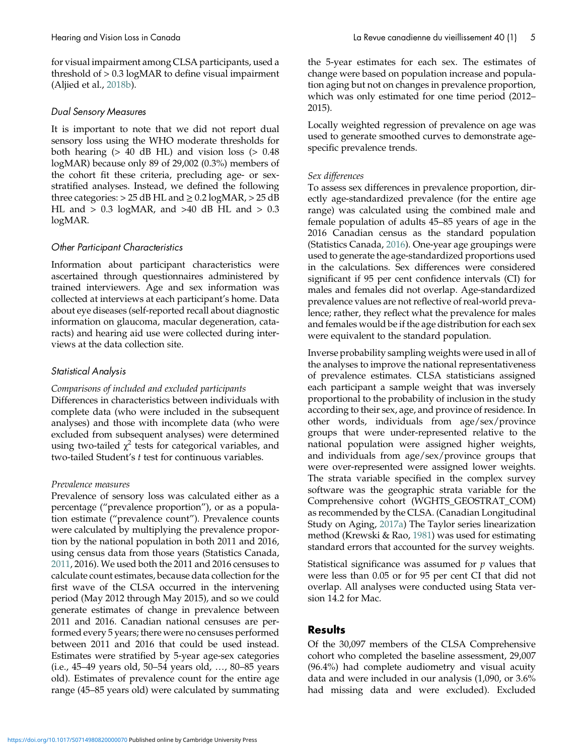for visual impairment among CLSA participants, used a threshold of > 0.3 logMAR to define visual impairment (Aljied et al., 2018b).

### *Dual Sensory Measures*

It is important to note that we did not report dual sensory loss using the WHO moderate thresholds for both hearing (> 40 dB HL) and vision loss (> 0.48 logMAR) because only 89 of 29,002 (0.3%) members of the cohort fit these criteria, precluding age- or sex-stratified analyses. Instead, we defined the following three categories: > 25 dB HL and ≥ 0.2 logMAR, > 25 dB HL and > 0.3 logMAR, and >40 dB HL and > 0.3 logMAR.

### *Other Participant Characteristics*

Information about participant characteristics were ascertained through questionnaires administered by trained interviewers. Age and sex information was collected at interviews at each participant's home. Data about eye diseases (self-reported recall about diagnostic information on glaucoma, macular degeneration, cataracts) and hearing aid use were collected during interviews at the data collection site.

### *Statistical Analysis*

#### *Comparisons of included and excluded participants*

Differences in characteristics between individuals with complete data (who were included in the subsequent analyses) and those with incomplete data (who were excluded from subsequent analyses) were determined using two-tailed $\chi^2$ tests for categorical variables, and two-tailed Student's *t* test for continuous variables.

#### *Prevalence measures*

Prevalence of sensory loss was calculated either as a percentage ("prevalence proportion"), or as a population estimate ("prevalence count"). Prevalence counts were calculated by multiplying the prevalence proportion by the national population in both 2011 and 2016, using census data from those years (Statistics Canada, 2011, 2016). We used both the 2011 and 2016 censuses to calculate count estimates, because data collection for the first wave of the CLSA occurred in the intervening period (May 2012 through May 2015), and so we could generate estimates of change in prevalence between 2011 and 2016. Canadian national censuses are performed every 5 years; there were no censuses performed between 2011 and 2016 that could be used instead. Estimates were stratified by 5-year age-sex categories (i.e., 45–49 years old, 50–54 years old, …, 80–85 years old). Estimates of prevalence count for the entire age range (45–85 years old) were calculated by summating the 5-year estimates for each sex. The estimates of change were based on population increase and population aging but not on changes in prevalence proportion, which was only estimated for one time period (2012–2015).

Locally weighted regression of prevalence on age was used to generate smoothed curves to demonstrate age-specific prevalence trends.

#### *Sex differences*

To assess sex differences in prevalence proportion, directly age-standardized prevalence (for the entire age range) was calculated using the combined male and female population of adults 45–85 years of age in the 2016 Canadian census as the standard population (Statistics Canada, 2016). One-year age groupings were used to generate the age-standardized proportions used in the calculations. Sex differences were considered significant if 95 per cent confidence intervals (CI) for males and females did not overlap. Age-standardized prevalence values are not reflective of real-world prevalence; rather, they reflect what the prevalence for males and females would be if the age distribution for each sex were equivalent to the standard population.

Inverse probability sampling weights were used in all of the analyses to improve the national representativeness of prevalence estimates. CLSA statisticians assigned each participant a sample weight that was inversely proportional to the probability of inclusion in the study according to their sex, age, and province of residence. In other words, individuals from age/sex/province groups that were under-represented relative to the national population were assigned higher weights, and individuals from age/sex/province groups that were over-represented were assigned lower weights. The strata variable specified in the complex survey software was the geographic strata variable for the Comprehensive cohort (WGHTS_GEOSTRAT_COM) as recommended by the CLSA. (Canadian Longitudinal Study on Aging, 2017a) The Taylor series linearization method (Krewski & Rao, 1981) was used for estimating standard errors that accounted for the survey weights.

Statistical significance was assumed for *p* values that were less than 0.05 or for 95 per cent CI that did not overlap. All analyses were conducted using Stata version 14.2 for Mac.

## Results

Of the 30,097 members of the CLSA Comprehensive cohort who completed the baseline assessment, 29,007 (96.4%) had complete audiometry and visual acuity data and were included in our analysis (1,090, or 3.6% had missing data and were excluded). Excluded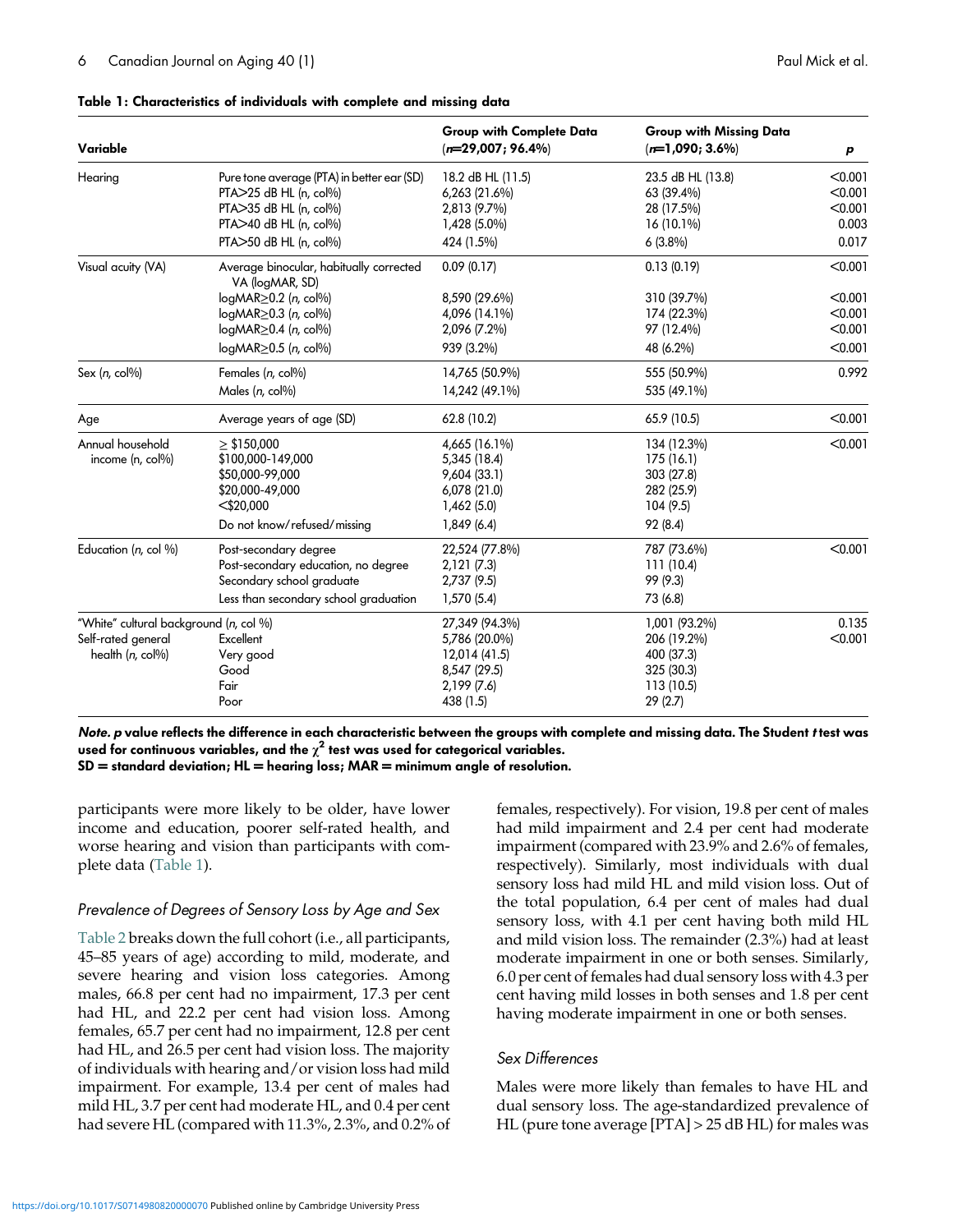**Table 1: Characteristics of individuals with complete and missing data**

| Variable | | Group with Complete Data ($n$=29,007; 96.4%) | Group with Missing Data ($n$=1,090; 3.6%) | $p$ |
|---|---|---|---|---|
| Hearing | Pure tone average (PTA) in better ear (SD) | 18.2 dB HL (11.5) | 23.5 dB HL (13.8) | <0.001 |
| | PTA>25 dB HL (n, col%) | 6,263 (21.6%) | 63 (39.4%) | <0.001 |
| | PTA>35 dB HL (n, col%) | 2,813 (9.7%) | 28 (17.5%) | <0.001 |
| | PTA>40 dB HL (n, col%) | 1,428 (5.0%) | 16 (10.1%) | 0.003 |
| | PTA>50 dB HL (n, col%) | 424 (1.5%) | 6 (3.8%) | 0.017 |
| Visual acuity (VA) | Average binocular, habitually corrected VA (logMAR, SD) | 0.09 (0.17) | 0.13 (0.19) | <0.001 |
| | logMAR≥0.2 (n, col%) | 8,590 (29.6%) | 310 (39.7%) | <0.001 |
| | logMAR≥0.3 (n, col%) | 4,096 (14.1%) | 174 (22.3%) | <0.001 |
| | logMAR≥0.4 (n, col%) | 2,096 (7.2%) | 97 (12.4%) | <0.001 |
| | logMAR≥0.5 (n, col%) | 939 (3.2%) | 48 (6.2%) | <0.001 |
| Sex (n, col%) | Females (n, col%) | 14,765 (50.9%) | 555 (50.9%) | 0.992 |
| | Males (n, col%) | 14,242 (49.1%) | 535 (49.1%) | |
| Age | Average years of age (SD) | 62.8 (10.2) | 65.9 (10.5) | <0.001 |
| Annual household income (n, col%) | ≥ $150,000 | 4,665 (16.1%) | 134 (12.3%) | <0.001 |
| | $100,000-149,000 | 5,345 (18.4) | 175 (16.1) | |
| | $50,000-99,000 | 9,604 (33.1) | 303 (27.8) | |
| | $20,000-49,000 | 6,078 (21.0) | 282 (25.9) | |
| | <$20,000 | 1,462 (5.0) | 104 (9.5) | |
| | Do not know/refused/missing | 1,849 (6.4) | 92 (8.4) | |
| Education (n, col %) | Post-secondary degree | 22,524 (77.8%) | 787 (73.6%) | <0.001 |
| | Post-secondary education, no degree | 2,121 (7.3) | 111 (10.4) | |
| | Secondary school graduate | 2,737 (9.5) | 99 (9.3) | |
| | Less than secondary school graduation | 1,570 (5.4) | 73 (6.8) | |
| "White" cultural background (n, col %) | | 27,349 (94.3%) | 1,001 (93.2%) | 0.135 |
| Self-rated general health (n, col%) | Excellent | 5,786 (20.0%) | 206 (19.2%) | <0.001 |
| | Very good | 12,014 (41.5) | 400 (37.3) | |
| | Good | 8,547 (29.5) | 325 (30.3) | |
| | Fair | 2,199 (7.6) | 113 (10.5) | |
| | Poor | 438 (1.5) | 29 (2.7) | |

***Note.*** **$p$ value reflects the difference in each characteristic between the groups with complete and missing data. The Student $t$ test was used for continuous variables, and the $\chi^2$ test was used for categorical variables.**
**SD = standard deviation; HL = hearing loss; MAR = minimum angle of resolution.**

participants were more likely to be older, have lower income and education, poorer self-rated health, and worse hearing and vision than participants with complete data (Table 1).

### Prevalence of Degrees of Sensory Loss by Age and Sex

Table 2 breaks down the full cohort (i.e., all participants, 45–85 years of age) according to mild, moderate, and severe hearing and vision loss categories. Among males, 66.8 per cent had no impairment, 17.3 per cent had HL, and 22.2 per cent had vision loss. Among females, 65.7 per cent had no impairment, 12.8 per cent had HL, and 26.5 per cent had vision loss. The majority of individuals with hearing and/or vision loss had mild impairment. For example, 13.4 per cent of males had mild HL, 3.7 per cent had moderate HL, and 0.4 per cent had severe HL (compared with 11.3%, 2.3%, and 0.2% of females, respectively). For vision, 19.8 per cent of males had mild impairment and 2.4 per cent had moderate impairment (compared with 23.9% and 2.6% of females, respectively). Similarly, most individuals with dual sensory loss had mild HL and mild vision loss. Out of the total population, 6.4 per cent of males had dual sensory loss, with 4.1 per cent having both mild HL and mild vision loss. The remainder (2.3%) had at least moderate impairment in one or both senses. Similarly, 6.0 per cent of females had dual sensory loss with 4.3 per cent having mild losses in both senses and 1.8 per cent having moderate impairment in one or both senses.

### Sex Differences

Males were more likely than females to have HL and dual sensory loss. The age-standardized prevalence of HL (pure tone average [PTA] > 25 dB HL) for males was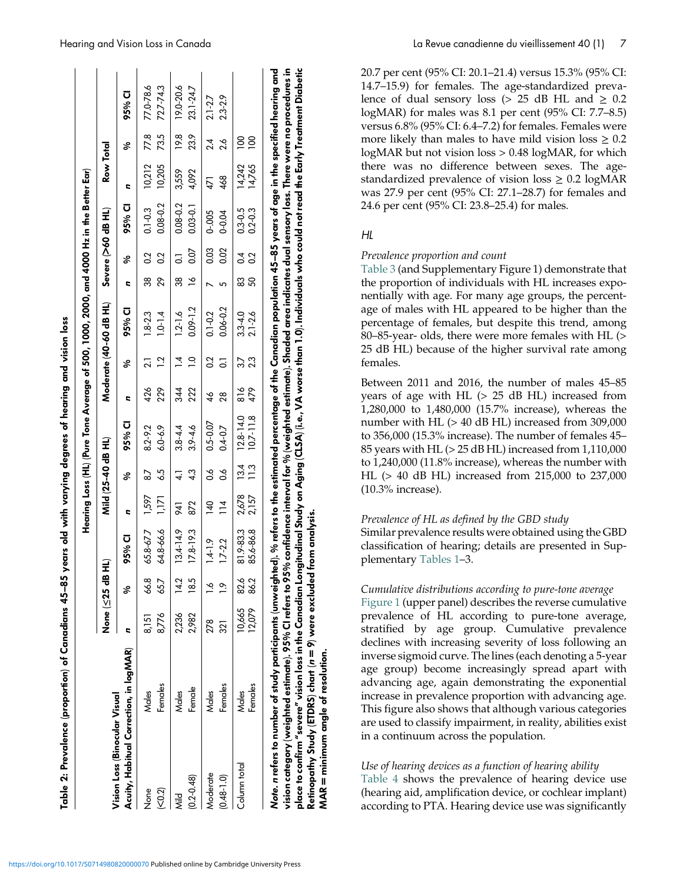**Table 2: Prevalence (proportion) of Canadians 45–85 years old with varying degrees of hearing and vision loss**

| Vision Loss (Binocular Visual Acuity, Habitual Correction, in logMAR) | | Hearing Loss (HL) (Pure Tone Average of 500, 1000, 2000, and 4000 Hz in the Better Ear) | | | | | | | | | | | | | | |
|---|---|---|---|---|---|---|---|---|---|---|---|---|---|---|---|---|
| | | None (≤25 dB HL) | | | Mild (25–40 dB HL) | | | Moderate (40–60 dB HL) | | | Severe (>60 dB HL) | | | Row Total | | |
| | | n | % | 95% CI | n | % | 95% CI | n | % | 95% CI | n | % | 95% CI | n | % | 95% CI |
| None (<0.2) | Males | 8,151 | 66.8 | 65.8-67.7 | 1,597 | 8.7 | 8.2-9.2 | 426 | 2.1 | 1.8-2.3 | 38 | 0.2 | 0.1-0.3 | 10,212 | 77.8 | 77.0-78.6 |
| | Females | 8,776 | 65.7 | 64.8-66.6 | 1,171 | 6.5 | 6.0-6.9 | 229 | 1.2 | 1.0-1.4 | 29 | 0.2 | 0.08-0.2 | 10,205 | 73.5 | 72.7-74.3 |
| Mild (0.2-0.48) | Males | 2,236 | 14.2 | 13.4-14.9 | 941 | 4.1 | 3.8-4.4 | 344 | 1.4 | 1.2-1.6 | 38 | 0.1 | 0.08-0.2 | 3,559 | 19.8 | 19.0-20.6 |
| | Female | 2,982 | 18.5 | 17.8-19.3 | 872 | 4.3 | 3.9-4.6 | 222 | 1.0 | 0.09-1.2 | 16 | 0.07 | 0.03-0.1 | 4,092 | 23.9 | 23.1-24.7 |
| Moderate (0.48-1.0) | Males | 278 | 1.6 | 1.4-1.9 | 140 | 0.6 | 0.5-0.07 | 46 | 0.2 | 0.1-0.2 | 7 | 0.03 | 0-.005 | 471 | 2.4 | 2.1-2.7 |
| | Females | 321 | 1.9 | 1.7-2.2 | 114 | 0.6 | 0.4-0.7 | 28 | 0.1 | 0.06-0.2 | 5 | 0.02 | 0-0.04 | 468 | 2.6 | 2.3-2.9 |
| Column total | Males | 10,665 | 82.6 | 81.9-83.3 | 2,678 | 13.4 | 12.8-14.0 | 816 | 3.7 | 3.3-4.0 | 83 | 0.4 | 0.3-0.5 | 14,242 | 100 | |
| | Females | 12,079 | 86.2 | 85.6-86.8 | 2,157 | 11.3 | 10.7-11.8 | 479 | 2.3 | 2.1-2.6 | 50 | 0.2 | 0.2-0.3 | 14,765 | 100 | |

***Note.*** *n* refers to number of study participants (unweighted). % refers to the estimated percentage of the Canadian population 45–85 years of age in the specified hearing and vision category (weighted estimate). 95% CI refers to 95% confidence interval for % (weighted estimate). Shaded area indicates dual sensory loss. There were no procedures in place to confirm "severe" vision loss in the Canadian Longitudinal Study on Aging (CLSA) (i.e., VA worse than 1.0). Individuals who could not read the Early Treatment Diabetic Retinopathy Study (ETDRS) chart (*n* = 9) were excluded from analysis.
MAR = minimum angle of resolution.

20.7 per cent (95% CI: 20.1–21.4) versus 15.3% (95% CI: 14.7–15.9) for females. The age-standardized prevalence of dual sensory loss (> 25 dB HL and ≥ 0.2 logMAR) for males was 8.1 per cent (95% CI: 7.7–8.5) versus 6.8% (95% CI: 6.4–7.2) for females. Females were more likely than males to have mild vision loss ≥ 0.2 logMAR but not vision loss > 0.48 logMAR, for which there was no difference between sexes. The age-standardized prevalence of vision loss ≥ 0.2 logMAR was 27.9 per cent (95% CI: 27.1–28.7) for females and 24.6 per cent (95% CI: 23.8–25.4) for males.

### *HL*

#### *Prevalence proportion and count*

Table 3 (and Supplementary Figure 1) demonstrate that the proportion of individuals with HL increases exponentially with age. For many age groups, the percentage of males with HL appeared to be higher than the percentage of females, but despite this trend, among 80–85-year- olds, there were more females with HL (> 25 dB HL) because of the higher survival rate among females.

Between 2011 and 2016, the number of males 45–85 years of age with HL (> 25 dB HL) increased from 1,280,000 to 1,480,000 (15.7% increase), whereas the number with HL (> 40 dB HL) increased from 309,000 to 356,000 (15.3% increase). The number of females 45–85 years with HL (> 25 dB HL) increased from 1,110,000 to 1,240,000 (11.8% increase), whereas the number with HL (> 40 dB HL) increased from 215,000 to 237,000 (10.3% increase).

#### *Prevalence of HL as defined by the GBD study*

Similar prevalence results were obtained using the GBD classification of hearing; details are presented in Supplementary Tables 1–3.

#### *Cumulative distributions according to pure-tone average*

Figure 1 (upper panel) describes the reverse cumulative prevalence of HL according to pure-tone average, stratified by age group. Cumulative prevalence declines with increasing severity of loss following an inverse sigmoid curve. The lines (each denoting a 5-year age group) become increasingly spread apart with advancing age, again demonstrating the exponential increase in prevalence proportion with advancing age. This figure also shows that although various categories are used to classify impairment, in reality, abilities exist in a continuum across the population.

#### *Use of hearing devices as a function of hearing ability*

Table 4 shows the prevalence of hearing device use (hearing aid, amplification device, or cochlear implant) according to PTA. Hearing device use was significantly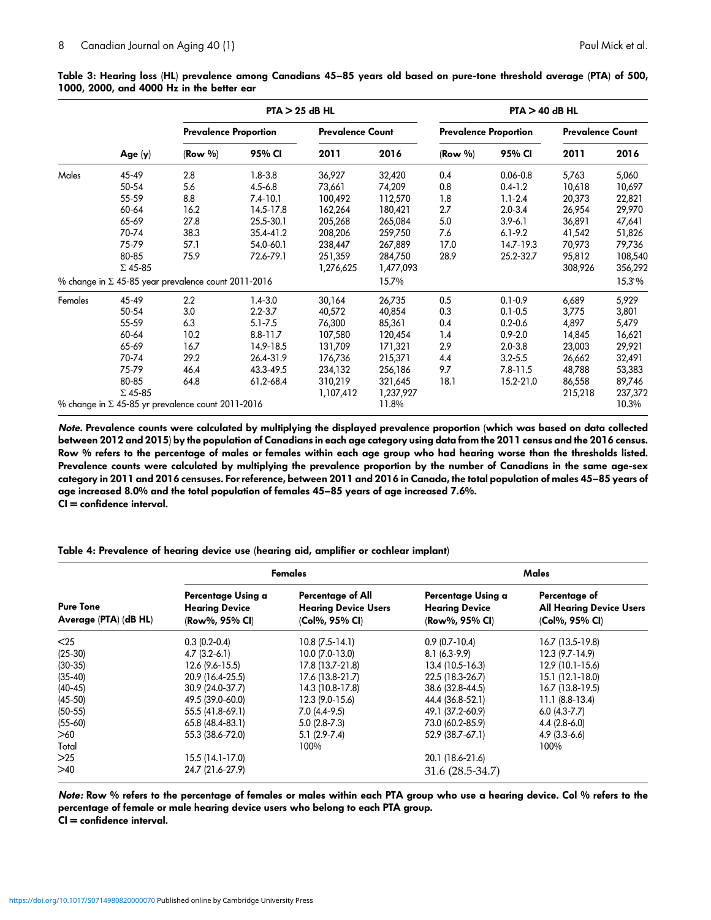**Table 3: Hearing loss (HL) prevalence among Canadians 45–85 years old based on pure-tone threshold average (PTA) of 500, 1000, 2000, and 4000 Hz in the better ear**

| | | PTA > 25 dB HL | | | | PTA > 40 dB HL | | | |
|---|---|---|---|---|---|---|---|---|---|
| | | Prevalence Proportion | | Prevalence Count | | Prevalence Proportion | | Prevalence Count | |
| | Age (y) | (Row %) | 95% CI | 2011 | 2016 | (Row %) | 95% CI | 2011 | 2016 |
| Males | 45-49 | 2.8 | 1.8-3.8 | 36,927 | 32,420 | 0.4 | 0.06-0.8 | 5,763 | 5,060 |
| | 50-54 | 5.6 | 4.5-6.8 | 73,661 | 74,209 | 0.8 | 0.4-1.2 | 10,618 | 10,697 |
| | 55-59 | 8.8 | 7.4-10.1 | 100,492 | 112,570 | 1.8 | 1.1-2.4 | 20,373 | 22,821 |
| | 60-64 | 16.2 | 14.5-17.8 | 162,264 | 180,421 | 2.7 | 2.0-3.4 | 26,954 | 29,970 |
| | 65-69 | 27.8 | 25.5-30.1 | 205,268 | 265,084 | 5.0 | 3.9-6.1 | 36,891 | 47,641 |
| | 70-74 | 38.3 | 35.4-41.2 | 208,206 | 259,750 | 7.6 | 6.1-9.2 | 41,542 | 51,826 |
| | 75-79 | 57.1 | 54.0-60.1 | 238,447 | 267,889 | 17.0 | 14.7-19.3 | 70,973 | 79,736 |
| | 80-85 | 75.9 | 72.6-79.1 | 251,359 | 284,750 | 28.9 | 25.2-32.7 | 95,812 | 108,540 |
| | Σ 45-85 | | | 1,276,625 | 1,477,093 | | | 308,926 | 356,292 |
| % change in Σ 45-85 year prevalence count 2011-2016 | | | | | 15.7% | | | | 15.3%|
| Females | 45-49 | 2.2 | 1.4-3.0 | 30,164 | 26,735 | 0.5 | 0.1-0.9 | 6,689 | 5,929 |
| | 50-54 | 3.0 | 2.2-3.7 | 40,572 | 40,854 | 0.3 | 0.1-0.5 | 3,775 | 3,801 |
| | 55-59 | 6.3 | 5.1-7.5 | 76,300 | 85,361 | 0.4 | 0.2-0.6 | 4,897 | 5,479 |
| | 60-64 | 10.2 | 8.8-11.7 | 107,580 | 120,454 | 1.4 | 0.9-2.0 | 14,845 | 16,621 |
| | 65-69 | 16.7 | 14.9-18.5 | 131,709 | 171,321 | 2.9 | 2.0-3.8 | 23,003 | 29,921 |
| | 70-74 | 29.2 | 26.4-31.9 | 176,736 | 215,371 | 4.4 | 3.2-5.5 | 26,662 | 32,491 |
| | 75-79 | 46.4 | 43.3-49.5 | 234,132 | 256,186 | 9.7 | 7.8-11.5 | 48,788 | 53,383 |
| | 80-85 | 64.8 | 61.2-68.4 | 310,219 | 321,645 | 18.1 | 15.2-21.0 | 86,558 | 89,746 |
| | Σ 45-85 | | | 1,107,412 | 1,237,927 | | | 215,218 | 237,372 |
| % change in Σ 45-85 yr prevalence count 2011-2016 | | | | | 11.8% | | | | 10.3% |

***Note.*** **Prevalence counts were calculated by multiplying the displayed prevalence proportion (which was based on data collected between 2012 and 2015) by the population of Canadians in each age category using data from the 2011 census and the 2016 census. Row % refers to the percentage of males or females within each age group who had hearing worse than the thresholds listed. Prevalence counts were calculated by multiplying the prevalence proportion by the number of Canadians in the same age-sex category in 2011 and 2016 censuses. For reference, between 2011 and 2016 in Canada, the total population of males 45–85 years of age increased 8.0% and the total population of females 45–85 years of age increased 7.6%.**
**CI = confidence interval.**

**Table 4: Prevalence of hearing device use (hearing aid, amplifier or cochlear implant)**

| | Females | | Males | |
|---|---|---|---|---|
| Pure Tone Average (PTA) (dB HL) | Percentage Using a Hearing Device (Row%, 95% CI) | Percentage of All Hearing Device Users (Col%, 95% CI) | Percentage Using a Hearing Device (Row%, 95% CI) | Percentage of All Hearing Device Users (Col%, 95% CI) |
| <25 | 0.3 (0.2-0.4) | 10.8 (7.5-14.1) | 0.9 (0.7-10.4) | 16.7 (13.5-19.8) |
| (25-30) | 4.7 (3.2-6.1) | 10.0 (7.0-13.0) | 8.1 (6.3-9.9) | 12.3 (9.7-14.9) |
| (30-35) | 12.6 (9.6-15.5) | 17.8 (13.7-21.8) | 13.4 (10.5-16.3) | 12.9 (10.1-15.6) |
| (35-40) | 20.9 (16.4-25.5) | 17.6 (13.8-21.7) | 22.5 (18.3-26.7) | 15.1 (12.1-18.0) |
| (40-45) | 30.9 (24.0-37.7) | 14.3 (10.8-17.8) | 38.6 (32.8-44.5) | 16.7 (13.8-19.5) |
| (45-50) | 49.5 (39.0-60.0) | 12.3 (9.0-15.6) | 44.4 (36.8-52.1) | 11.1 (8.8-13.4) |
| (50-55) | 55.5 (41.8-69.1) | 7.0 (4.4-9.5) | 49.1 (37.2-60.9) | 6.0 (4.3-7.7) |
| (55-60) | 65.8 (48.4-83.1) | 5.0 (2.8-7.3) | 73.0 (60.2-85.9) | 4.4 (2.8-6.0) |
| >60 | 55.3 (38.6-72.0) | 5.1 (2.9-7.4) | 52.9 (38.7-67.1) | 4.9 (3.3-6.6) |
| Total | | 100% | | 100% |
| >25 | 15.5 (14.1-17.0) | | 20.1 (18.6-21.6) | |
| >40 | 24.7 (21.6-27.9) | | 31.6 (28.5-34.7) | |

***Note:*** **Row % refers to the percentage of females or males within each PTA group who use a hearing device. Col % refers to the percentage of female or male hearing device users who belong to each PTA group.**
**CI = confidence interval.**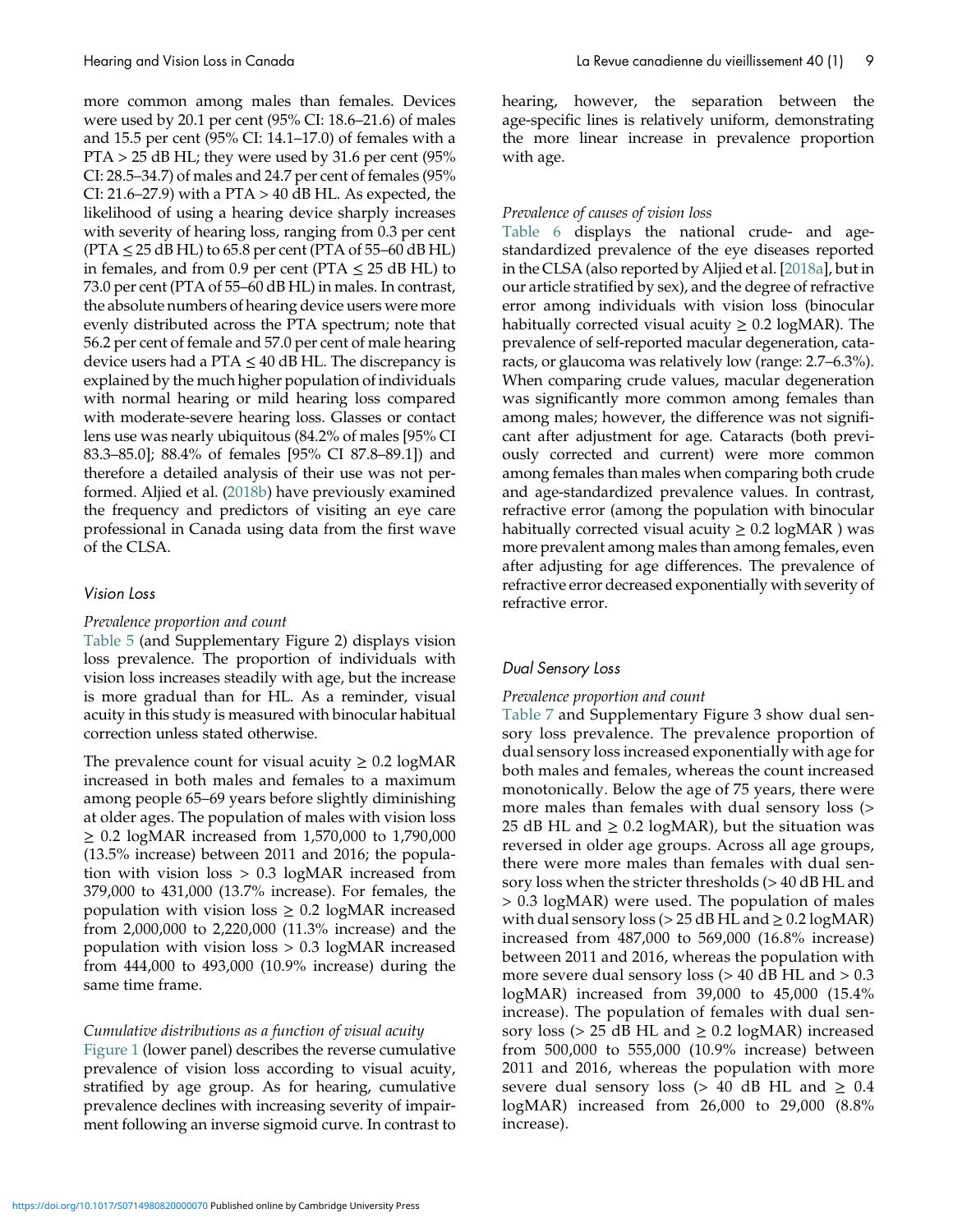more common among males than females. Devices were used by 20.1 per cent (95% CI: 18.6–21.6) of males and 15.5 per cent (95% CI: 14.1–17.0) of females with a PTA > 25 dB HL; they were used by 31.6 per cent (95% CI: 28.5–34.7) of males and 24.7 per cent of females (95% CI: 21.6–27.9) with a PTA > 40 dB HL. As expected, the likelihood of using a hearing device sharply increases with severity of hearing loss, ranging from 0.3 per cent (PTA ≤ 25 dB HL) to 65.8 per cent (PTA of 55–60 dB HL) in females, and from 0.9 per cent (PTA ≤ 25 dB HL) to 73.0 per cent (PTA of 55–60 dB HL) in males. In contrast, the absolute numbers of hearing device users were more evenly distributed across the PTA spectrum; note that 56.2 per cent of female and 57.0 per cent of male hearing device users had a PTA ≤ 40 dB HL. The discrepancy is explained by the much higher population of individuals with normal hearing or mild hearing loss compared with moderate-severe hearing loss. Glasses or contact lens use was nearly ubiquitous (84.2% of males [95% CI 83.3–85.0]; 88.4% of females [95% CI 87.8–89.1]) and therefore a detailed analysis of their use was not performed. Aljied et al. (2018b) have previously examined the frequency and predictors of visiting an eye care professional in Canada using data from the first wave of the CLSA.

## Vision Loss

### *Prevalence proportion and count*

Table 5 (and Supplementary Figure 2) displays vision loss prevalence. The proportion of individuals with vision loss increases steadily with age, but the increase is more gradual than for HL. As a reminder, visual acuity in this study is measured with binocular habitual correction unless stated otherwise.

The prevalence count for visual acuity ≥ 0.2 logMAR increased in both males and females to a maximum among people 65–69 years before slightly diminishing at older ages. The population of males with vision loss ≥ 0.2 logMAR increased from 1,570,000 to 1,790,000 (13.5% increase) between 2011 and 2016; the population with vision loss > 0.3 logMAR increased from 379,000 to 431,000 (13.7% increase). For females, the population with vision loss ≥ 0.2 logMAR increased from 2,000,000 to 2,220,000 (11.3% increase) and the population with vision loss > 0.3 logMAR increased from 444,000 to 493,000 (10.9% increase) during the same time frame.

### *Cumulative distributions as a function of visual acuity*

Figure 1 (lower panel) describes the reverse cumulative prevalence of vision loss according to visual acuity, stratified by age group. As for hearing, cumulative prevalence declines with increasing severity of impairment following an inverse sigmoid curve. In contrast to hearing, however, the separation between the age-specific lines is relatively uniform, demonstrating the more linear increase in prevalence proportion with age.

### *Prevalence of causes of vision loss*

Table 6 displays the national crude- and age-standardized prevalence of the eye diseases reported in the CLSA (also reported by Aljied et al. [2018a], but in our article stratified by sex), and the degree of refractive error among individuals with vision loss (binocular habitually corrected visual acuity ≥ 0.2 logMAR). The prevalence of self-reported macular degeneration, cataracts, or glaucoma was relatively low (range: 2.7–6.3%). When comparing crude values, macular degeneration was significantly more common among females than among males; however, the difference was not significant after adjustment for age. Cataracts (both previously corrected and current) were more common among females than males when comparing both crude and age-standardized prevalence values. In contrast, refractive error (among the population with binocular habitually corrected visual acuity ≥ 0.2 logMAR ) was more prevalent among males than among females, even after adjusting for age differences. The prevalence of refractive error decreased exponentially with severity of refractive error.

## Dual Sensory Loss

### *Prevalence proportion and count*

Table 7 and Supplementary Figure 3 show dual sensory loss prevalence. The prevalence proportion of dual sensory loss increased exponentially with age for both males and females, whereas the count increased monotonically. Below the age of 75 years, there were more males than females with dual sensory loss (> 25 dB HL and ≥ 0.2 logMAR), but the situation was reversed in older age groups. Across all age groups, there were more males than females with dual sensory loss when the stricter thresholds (> 40 dB HL and > 0.3 logMAR) were used. The population of males with dual sensory loss (> 25 dB HL and ≥ 0.2 logMAR) increased from 487,000 to 569,000 (16.8% increase) between 2011 and 2016, whereas the population with more severe dual sensory loss (> 40 dB HL and > 0.3 logMAR) increased from 39,000 to 45,000 (15.4% increase). The population of females with dual sensory loss (> 25 dB HL and ≥ 0.2 logMAR) increased from 500,000 to 555,000 (10.9% increase) between 2011 and 2016, whereas the population with more severe dual sensory loss (> 40 dB HL and ≥ 0.4 logMAR) increased from 26,000 to 29,000 (8.8% increase).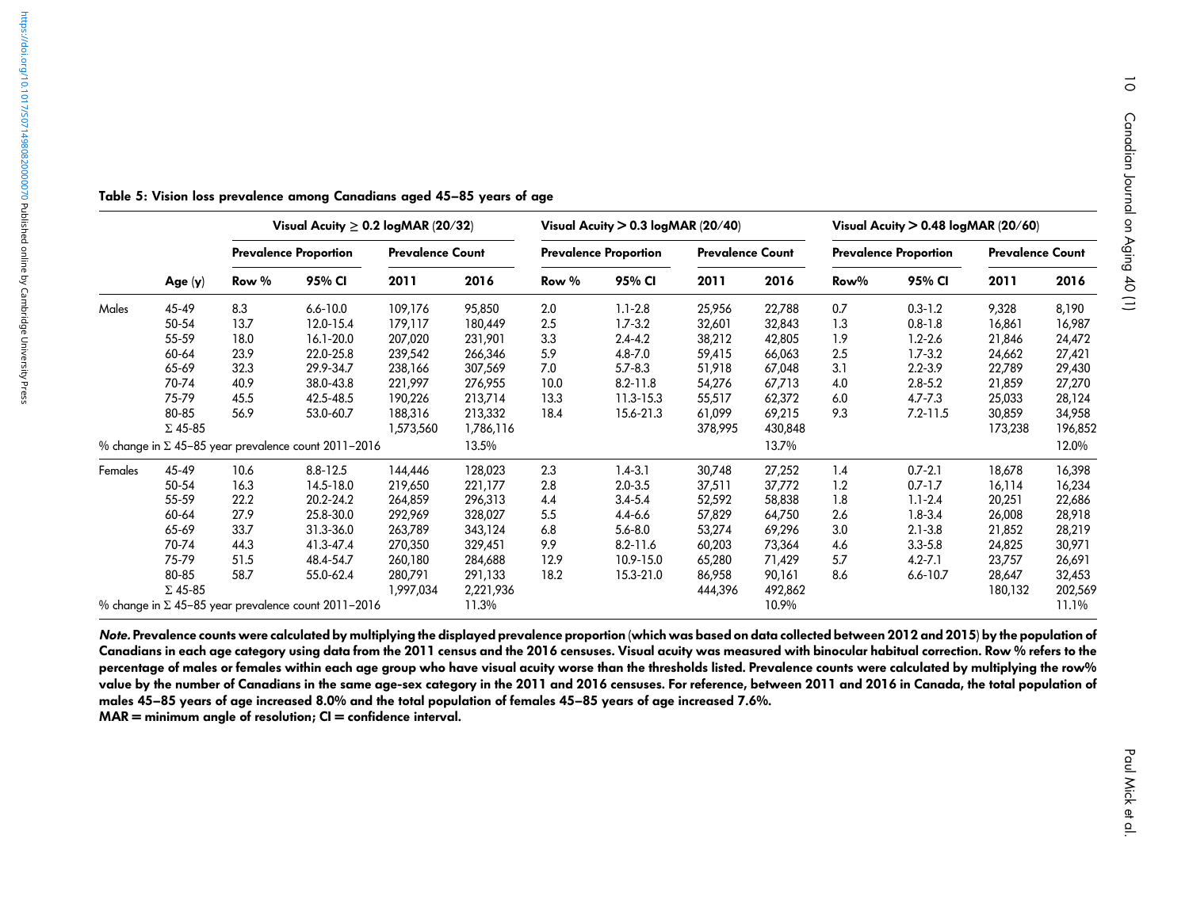**Table 5: Vision loss prevalence among Canadians aged 45–85 years of age**

| | | Visual Acuity ≥ 0.2 logMAR (20/32) | | | | Visual Acuity > 0.3 logMAR (20/40) | | | | Visual Acuity > 0.48 logMAR (20/60) | | | |
|---|---|---|---|---|---|---|---|---|---|---|---|---|---|
| | | Prevalence Proportion | | Prevalence Count | | Prevalence Proportion | | Prevalence Count | | Prevalence Proportion | | Prevalence Count | |
| | Age (y) | Row % | 95% CI | 2011 | 2016 | Row % | 95% CI | 2011 | 2016 | Row% | 95% CI | 2011 | 2016 |
| Males | 45-49 | 8.3 | 6.6-10.0 | 109,176 | 95,850 | 2.0 | 1.1-2.8 | 25,956 | 22,788 | 0.7 | 0.3-1.2 | 9,328 | 8,190 |
| | 50-54 | 13.7 | 12.0-15.4 | 179,117 | 180,449 | 2.5 | 1.7-3.2 | 32,601 | 32,843 | 1.3 | 0.8-1.8 | 16,861 | 16,987 |
| | 55-59 | 18.0 | 16.1-20.0 | 207,020 | 231,901 | 3.3 | 2.4-4.2 | 38,212 | 42,805 | 1.9 | 1.2-2.6 | 21,846 | 24,472 |
| | 60-64 | 23.9 | 22.0-25.8 | 239,542 | 266,346 | 5.9 | 4.8-7.0 | 59,415 | 66,063 | 2.5 | 1.7-3.2 | 24,662 | 27,421 |
| | 65-69 | 32.3 | 29.9-34.7 | 238,166 | 307,569 | 7.0 | 5.7-8.3 | 51,918 | 67,048 | 3.1 | 2.2-3.9 | 22,789 | 29,430 |
| | 70-74 | 40.9 | 38.0-43.8 | 221,997 | 276,955 | 10.0 | 8.2-11.8 | 54,276 | 67,713 | 4.0 | 2.8-5.2 | 21,859 | 27,270 |
| | 75-79 | 45.5 | 42.5-48.5 | 190,226 | 213,714 | 13.3 | 11.3-15.3 | 55,517 | 62,372 | 6.0 | 4.7-7.3 | 25,033 | 28,124 |
| | 80-85 | 56.9 | 53.0-60.7 | 188,316 | 213,332 | 18.4 | 15.6-21.3 | 61,099 | 69,215 | 9.3 | 7.2-11.5 | 30,859 | 34,958 |
| | Σ 45-85 | | | 1,573,560 | 1,786,116 | | | 378,995 | 430,848 | | | 173,238 | 196,852 |
| % change in Σ 45–85 year prevalence count 2011–2016 | | | | | 13.5% | | | | 13.7% | | | | 12.0% |
| Females | 45-49 | 10.6 | 8.8-12.5 | 144,446 | 128,023 | 2.3 | 1.4-3.1 | 30,748 | 27,252 | 1.4 | 0.7-2.1 | 18,678 | 16,398 |
| | 50-54 | 16.3 | 14.5-18.0 | 219,650 | 221,177 | 2.8 | 2.0-3.5 | 37,511 | 37,772 | 1.2 | 0.7-1.7 | 16,114 | 16,234 |
| | 55-59 | 22.2 | 20.2-24.2 | 264,859 | 296,313 | 4.4 | 3.4-5.4 | 52,592 | 58,838 | 1.8 | 1.1-2.4 | 20,251 | 22,686 |
| | 60-64 | 27.9 | 25.8-30.0 | 292,969 | 328,027 | 5.5 | 4.4-6.6 | 57,829 | 64,750 | 2.6 | 1.8-3.4 | 26,008 | 28,918 |
| | 65-69 | 33.7 | 31.3-36.0 | 263,789 | 343,124 | 6.8 | 5.6-8.0 | 53,274 | 69,296 | 3.0 | 2.1-3.8 | 21,852 | 28,219 |
| | 70-74 | 44.3 | 41.3-47.4 | 270,350 | 329,451 | 9.9 | 8.2-11.6 | 60,203 | 73,364 | 4.6 | 3.3-5.8 | 24,825 | 30,971 |
| | 75-79 | 51.5 | 48.4-54.7 | 260,180 | 284,688 | 12.9 | 10.9-15.0 | 65,280 | 71,429 | 5.7 | 4.2-7.1 | 23,757 | 26,691 |
| | 80-85 | 58.7 | 55.0-62.4 | 280,791 | 291,133 | 18.2 | 15.3-21.0 | 86,958 | 90,161 | 8.6 | 6.6-10.7 | 28,647 | 32,453 |
| | Σ 45-85 | | | 1,997,034 | 2,221,936 | | | 444,396 | 492,862 | | | 180,132 | 202,569 |
| % change in Σ 45–85 year prevalence count 2011–2016 | | | | | 11.3% | | | | 10.9% | | | | 11.1% |

***Note.*** **Prevalence counts were calculated by multiplying the displayed prevalence proportion (which was based on data collected between 2012 and 2015) by the population of Canadians in each age category using data from the 2011 census and the 2016 censuses. Visual acuity was measured with binocular habitual correction. Row % refers to the percentage of males or females within each age group who have visual acuity worse than the thresholds listed. Prevalence counts were calculated by multiplying the row% value by the number of Canadians in the same age-sex category in the 2011 and 2016 censuses. For reference, between 2011 and 2016 in Canada, the total population of males 45–85 years of age increased 8.0% and the total population of females 45–85 years of age increased 7.6%.**
**MAR = minimum angle of resolution; CI = confidence interval.**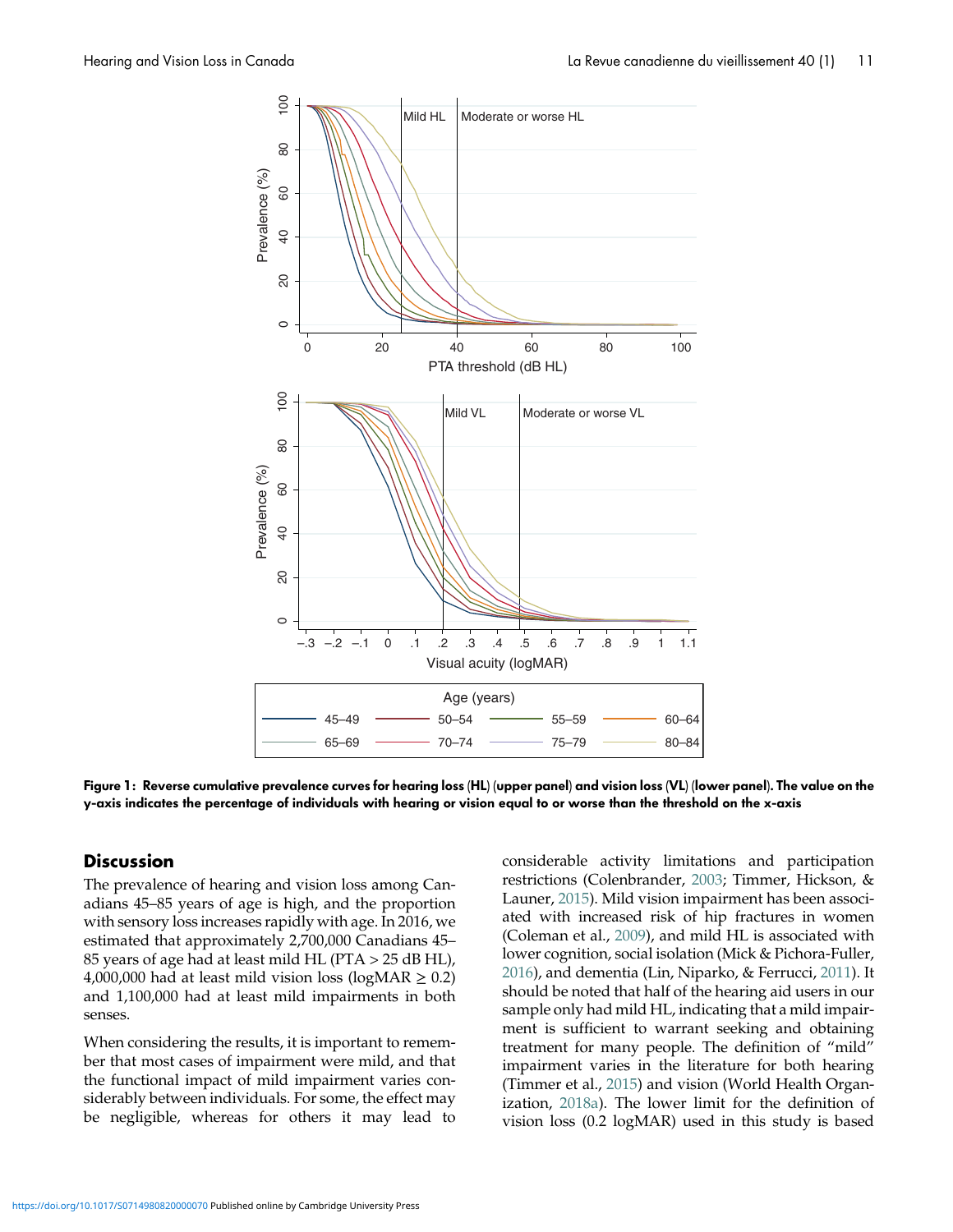Figure 1: Reverse cumulative prevalence curves for hearing loss (HL) (upper panel) and vision loss (VL) (lower panel). The value on the y-axis indicates the percentage of individuals with hearing or vision equal to or worse than the threshold on the x-axis

## Discussion

The prevalence of hearing and vision loss among Canadians 45–85 years of age is high, and the proportion with sensory loss increases rapidly with age. In 2016, we estimated that approximately 2,700,000 Canadians 45–85 years of age had at least mild HL (PTA > 25 dB HL), 4,000,000 had at least mild vision loss (logMAR $\geq$ 0.2) and 1,100,000 had at least mild impairments in both senses.

When considering the results, it is important to remember that most cases of impairment were mild, and that the functional impact of mild impairment varies considerably between individuals. For some, the effect may be negligible, whereas for others it may lead to considerable activity limitations and participation restrictions (Colenbrander, 2003; Timmer, Hickson, & Launer, 2015). Mild vision impairment has been associated with increased risk of hip fractures in women (Coleman et al., 2009), and mild HL is associated with lower cognition, social isolation (Mick & Pichora-Fuller, 2016), and dementia (Lin, Niparko, & Ferrucci, 2011). It should be noted that half of the hearing aid users in our sample only had mild HL, indicating that a mild impairment is sufficient to warrant seeking and obtaining treatment for many people. The definition of "mild" impairment varies in the literature for both hearing (Timmer et al., 2015) and vision (World Health Organization, 2018a). The lower limit for the definition of vision loss (0.2 logMAR) used in this study is based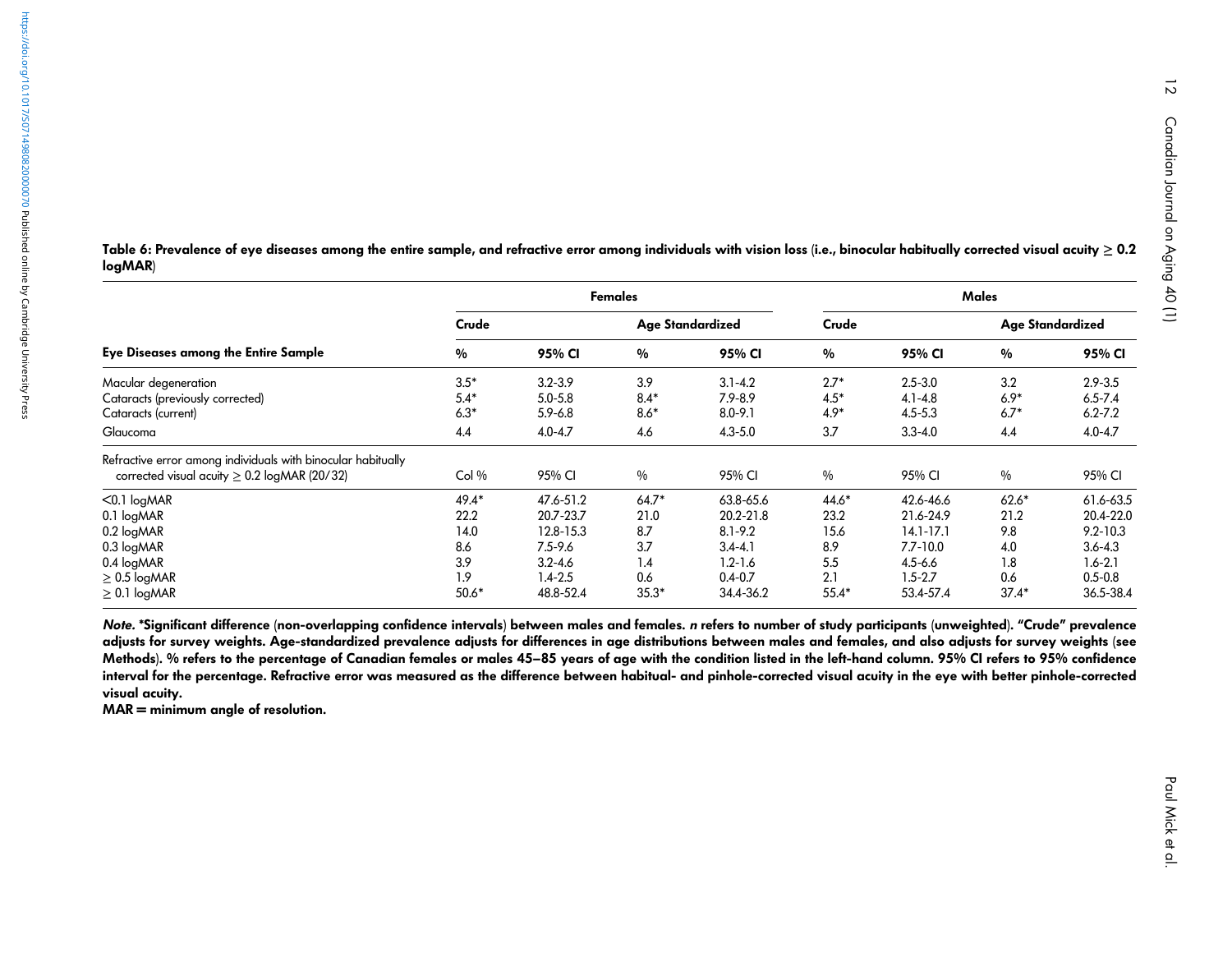**Table 6: Prevalence of eye diseases among the entire sample, and refractive error among individuals with vision loss (i.e., binocular habitually corrected visual acuity ≥ 0.2 logMAR)**

| | Females | | | | Males | | | |
|---|---|---|---|---|---|---|---|---|
| | Crude | | Age Standardized | | Crude | | Age Standardized | |
| **Eye Diseases among the Entire Sample** | % | 95% CI | % | 95% CI | % | 95% CI | % | 95% CI |
| Macular degeneration | 3.5* | 3.2-3.9 | 3.9 | 3.1-4.2 | 2.7* | 2.5-3.0 | 3.2 | 2.9-3.5 |
| Cataracts (previously corrected) | 5.4* | 5.0-5.8 | 8.4* | 7.9-8.9 | 4.5* | 4.1-4.8 | 6.9* | 6.5-7.4 |
| Cataracts (current) | 6.3* | 5.9-6.8 | 8.6* | 8.0-9.1 | 4.9* | 4.5-5.3 | 6.7* | 6.2-7.2 |
| Glaucoma | 4.4 | 4.0-4.7 | 4.6 | 4.3-5.0 | 3.7 | 3.3-4.0 | 4.4 | 4.0-4.7 |
| Refractive error among individuals with binocular habitually corrected visual acuity ≥ 0.2 logMAR (20/32) | Col % | 95% CI | % | 95% CI | % | 95% CI | % | 95% CI |
| <0.1 logMAR | 49.4* | 47.6-51.2 | 64.7* | 63.8-65.6 | 44.6* | 42.6-46.6 | 62.6* | 61.6-63.5 |
| 0.1 logMAR | 22.2 | 20.7-23.7 | 21.0 | 20.2-21.8 | 23.2 | 21.6-24.9 | 21.2 | 20.4-22.0 |
| 0.2 logMAR | 14.0 | 12.8-15.3 | 8.7 | 8.1-9.2 | 15.6 | 14.1-17.1 | 9.8 | 9.2-10.3 |
| 0.3 logMAR | 8.6 | 7.5-9.6 | 3.7 | 3.4-4.1 | 8.9 | 7.7-10.0 | 4.0 | 3.6-4.3 |
| 0.4 logMAR | 3.9 | 3.2-4.6 | 1.4 | 1.2-1.6 | 5.5 | 4.5-6.6 | 1.8 | 1.6-2.1 |
| ≥ 0.5 logMAR | 1.9 | 1.4-2.5 | 0.6 | 0.4-0.7 | 2.1 | 1.5-2.7 | 0.6 | 0.5-0.8 |
| ≥ 0.1 logMAR | 50.6* | 48.8-52.4 | 35.3* | 34.4-36.2 | 55.4* | 53.4-57.4 | 37.4* | 36.5-38.4 |

***Note.*** **\*Significant difference (non-overlapping confidence intervals) between males and females. *n* refers to number of study participants (unweighted). "Crude" prevalence adjusts for survey weights. Age-standardized prevalence adjusts for differences in age distributions between males and females, and also adjusts for survey weights (see Methods). % refers to the percentage of Canadian females or males 45–85 years of age with the condition listed in the left-hand column. 95% CI refers to 95% confidence interval for the percentage. Refractive error was measured as the difference between habitual- and pinhole-corrected visual acuity in the eye with better pinhole-corrected visual acuity.**

**MAR = minimum angle of resolution.**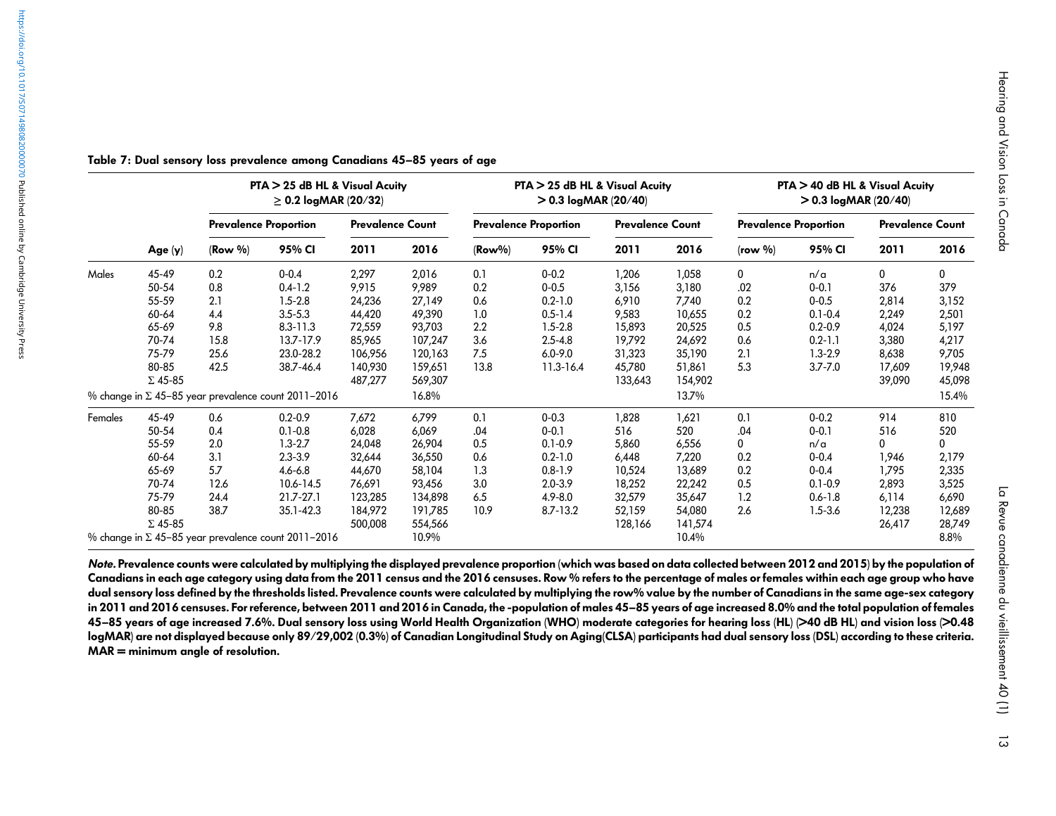**Table 7: Dual sensory loss prevalence among Canadians 45–85 years of age**

| | | PTA > 25 dB HL & Visual Acuity ≥ 0.2 logMAR (20/32) | | | | PTA > 25 dB HL & Visual Acuity > 0.3 logMAR (20/40) | | | | PTA > 40 dB HL & Visual Acuity > 0.3 logMAR (20/40) | | | |
|---|---|---|---|---|---|---|---|---|---|---|---|---|---|
| | | Prevalence Proportion | | Prevalence Count | | Prevalence Proportion | | Prevalence Count | | Prevalence Proportion | | Prevalence Count | |
| | Age (y) | (Row %) | 95% CI | 2011 | 2016 | (Row%) | 95% CI | 2011 | 2016 | (row %) | 95% CI | 2011 | 2016 |
| Males | 45-49 | 0.2 | 0-0.4 | 2,297 | 2,016 | 0.1 | 0-0.2 | 1,206 | 1,058 | 0 | n/a | 0 | 0 |
| | 50-54 | 0.8 | 0.4-1.2 | 9,915 | 9,989 | 0.2 | 0-0.5 | 3,156 | 3,180 | .02 | 0-0.1 | 376 | 379 |
| | 55-59 | 2.1 | 1.5-2.8 | 24,236 | 27,149 | 0.6 | 0.2-1.0 | 6,910 | 7,740 | 0.2 | 0-0.5 | 2,814 | 3,152 |
| | 60-64 | 4.4 | 3.5-5.3 | 44,420 | 49,390 | 1.0 | 0.5-1.4 | 9,583 | 10,655 | 0.2 | 0.1-0.4 | 2,249 | 2,501 |
| | 65-69 | 9.8 | 8.3-11.3 | 72,559 | 93,703 | 2.2 | 1.5-2.8 | 15,893 | 20,525 | 0.5 | 0.2-0.9 | 4,024 | 5,197 |
| | 70-74 | 15.8 | 13.7-17.9 | 85,965 | 107,247 | 3.6 | 2.5-4.8 | 19,792 | 24,692 | 0.6 | 0.2-1.1 | 3,380 | 4,217 |
| | 75-79 | 25.6 | 23.0-28.2 | 106,956 | 120,163 | 7.5 | 6.0-9.0 | 31,323 | 35,190 | 2.1 | 1.3-2.9 | 8,638 | 9,705 |
| | 80-85 | 42.5 | 38.7-46.4 | 140,930 | 159,651 | 13.8 | 11.3-16.4 | 45,780 | 51,861 | 5.3 | 3.7-7.0 | 17,609 | 19,948 |
| | Σ 45-85 | | | 487,277 | 569,307 | | | 133,643 | 154,902 | | | 39,090 | 45,098 |
| % change in Σ 45–85 year prevalence count 2011–2016 | | | | | 16.8% | | | | 13.7% | | | | 15.4% |
| Females | 45-49 | 0.6 | 0.2-0.9 | 7,672 | 6,799 | 0.1 | 0-0.3 | 1,828 | 1,621 | 0.1 | 0-0.2 | 914 | 810 |
| | 50-54 | 0.4 | 0.1-0.8 | 6,028 | 6,069 | .04 | 0-0.1 | 516 | 520 | .04 | 0-0.1 | 516 | 520 |
| | 55-59 | 2.0 | 1.3-2.7 | 24,048 | 26,904 | 0.5 | 0.1-0.9 | 5,860 | 6,556 | 0 | n/a | 0 | 0 |
| | 60-64 | 3.1 | 2.3-3.9 | 32,644 | 36,550 | 0.6 | 0.2-1.0 | 6,448 | 7,220 | 0.2 | 0-0.4 | 1,946 | 2,179 |
| | 65-69 | 5.7 | 4.6-6.8 | 44,670 | 58,104 | 1.3 | 0.8-1.9 | 10,524 | 13,689 | 0.2 | 0-0.4 | 1,795 | 2,335 |
| | 70-74 | 12.6 | 10.6-14.5 | 76,691 | 93,456 | 3.0 | 2.0-3.9 | 18,252 | 22,242 | 0.5 | 0.1-0.9 | 2,893 | 3,525 |
| | 75-79 | 24.4 | 21.7-27.1 | 123,285 | 134,898 | 6.5 | 4.9-8.0 | 32,579 | 35,647 | 1.2 | 0.6-1.8 | 6,114 | 6,690 |
| | 80-85 | 38.7 | 35.1-42.3 | 184,972 | 191,785 | 10.9 | 8.7-13.2 | 52,159 | 54,080 | 2.6 | 1.5-3.6 | 12,238 | 12,689 |
| | Σ 45-85 | | | 500,008 | 554,566 | | | 128,166 | 141,574 | | | 26,417 | 28,749 |
| % change in Σ 45–85 year prevalence count 2011–2016 | | | | | 10.9% | | | | 10.4% | | | | 8.8% |

***Note.*** **Prevalence counts were calculated by multiplying the displayed prevalence proportion (which was based on data collected between 2012 and 2015) by the population of Canadians in each age category using data from the 2011 census and the 2016 censuses. Row % refers to the percentage of males or females within each age group who have dual sensory loss defined by the thresholds listed. Prevalence counts were calculated by multiplying the row% value by the number of Canadians in the same age-sex category in 2011 and 2016 censuses. For reference, between 2011 and 2016 in Canada, the -population of males 45–85 years of age increased 8.0% and the total population of females 45–85 years of age increased 7.6%. Dual sensory loss using World Health Organization (WHO) moderate categories for hearing loss (HL) (>40 dB HL) and vision loss (>0.48 logMAR) are not displayed because only 89/29,002 (0.3%) of Canadian Longitudinal Study on Aging(CLSA) participants had dual sensory loss (DSL) according to these criteria. MAR = minimum angle of resolution.**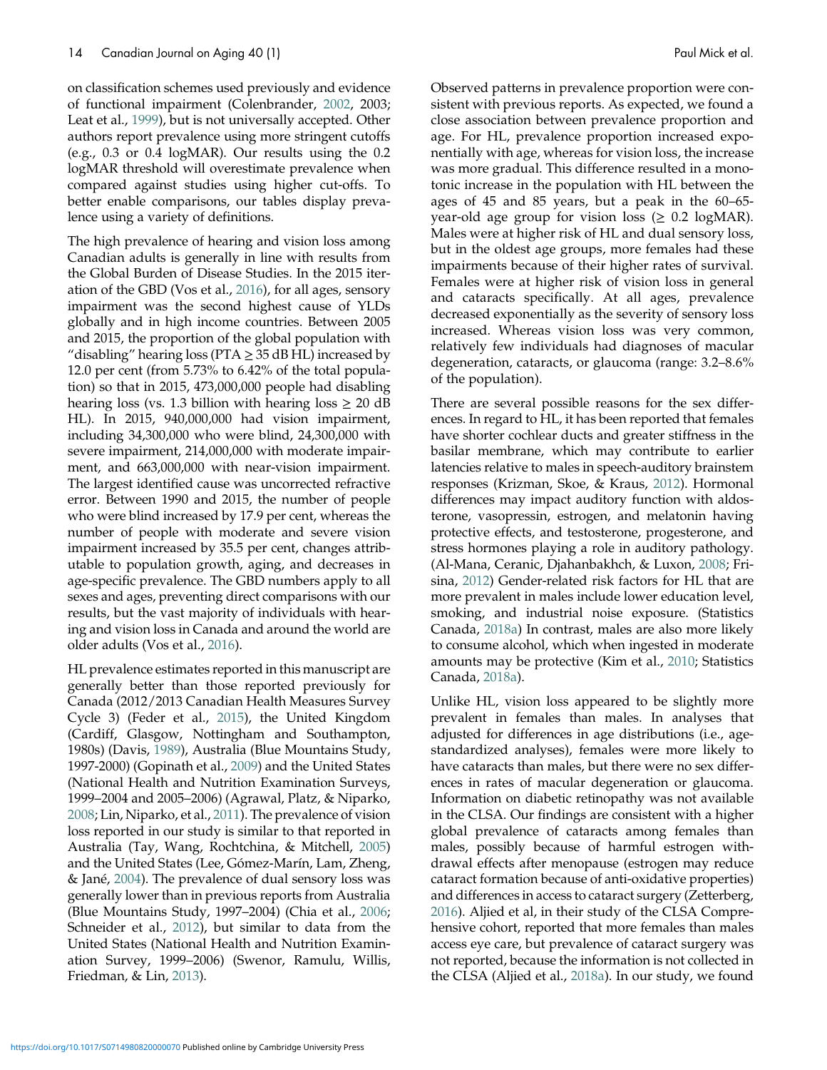on classification schemes used previously and evidence of functional impairment (Colenbrander, 2002, 2003; Leat et al., 1999), but is not universally accepted. Other authors report prevalence using more stringent cutoffs (e.g., 0.3 or 0.4 logMAR). Our results using the 0.2 logMAR threshold will overestimate prevalence when compared against studies using higher cut-offs. To better enable comparisons, our tables display prevalence using a variety of definitions.

The high prevalence of hearing and vision loss among Canadian adults is generally in line with results from the Global Burden of Disease Studies. In the 2015 iteration of the GBD (Vos et al., 2016), for all ages, sensory impairment was the second highest cause of YLDs globally and in high income countries. Between 2005 and 2015, the proportion of the global population with "disabling" hearing loss (PTA ≥ 35 dB HL) increased by 12.0 per cent (from 5.73% to 6.42% of the total population) so that in 2015, 473,000,000 people had disabling hearing loss (vs. 1.3 billion with hearing loss ≥ 20 dB HL). In 2015, 940,000,000 had vision impairment, including 34,300,000 who were blind, 24,300,000 with severe impairment, 214,000,000 with moderate impairment, and 663,000,000 with near-vision impairment. The largest identified cause was uncorrected refractive error. Between 1990 and 2015, the number of people who were blind increased by 17.9 per cent, whereas the number of people with moderate and severe vision impairment increased by 35.5 per cent, changes attributable to population growth, aging, and decreases in age-specific prevalence. The GBD numbers apply to all sexes and ages, preventing direct comparisons with our results, but the vast majority of individuals with hearing and vision loss in Canada and around the world are older adults (Vos et al., 2016).

HL prevalence estimates reported in this manuscript are generally better than those reported previously for Canada (2012/2013 Canadian Health Measures Survey Cycle 3) (Feder et al., 2015), the United Kingdom (Cardiff, Glasgow, Nottingham and Southampton, 1980s) (Davis, 1989), Australia (Blue Mountains Study, 1997-2000) (Gopinath et al., 2009) and the United States (National Health and Nutrition Examination Surveys, 1999–2004 and 2005–2006) (Agrawal, Platz, & Niparko, 2008; Lin, Niparko, et al., 2011). The prevalence of vision loss reported in our study is similar to that reported in Australia (Tay, Wang, Rochtchina, & Mitchell, 2005) and the United States (Lee, Gómez-Marín, Lam, Zheng, & Jané, 2004). The prevalence of dual sensory loss was generally lower than in previous reports from Australia (Blue Mountains Study, 1997–2004) (Chia et al., 2006; Schneider et al., 2012), but similar to data from the United States (National Health and Nutrition Examination Survey, 1999–2006) (Swenor, Ramulu, Willis, Friedman, & Lin, 2013).

Observed patterns in prevalence proportion were consistent with previous reports. As expected, we found a close association between prevalence proportion and age. For HL, prevalence proportion increased exponentially with age, whereas for vision loss, the increase was more gradual. This difference resulted in a monotonic increase in the population with HL between the ages of 45 and 85 years, but a peak in the 60–65-year-old age group for vision loss (≥ 0.2 logMAR). Males were at higher risk of HL and dual sensory loss, but in the oldest age groups, more females had these impairments because of their higher rates of survival. Females were at higher risk of vision loss in general and cataracts specifically. At all ages, prevalence decreased exponentially as the severity of sensory loss increased. Whereas vision loss was very common, relatively few individuals had diagnoses of macular degeneration, cataracts, or glaucoma (range: 3.2–8.6% of the population).

There are several possible reasons for the sex differences. In regard to HL, it has been reported that females have shorter cochlear ducts and greater stiffness in the basilar membrane, which may contribute to earlier latencies relative to males in speech-auditory brainstem responses (Krizman, Skoe, & Kraus, 2012). Hormonal differences may impact auditory function with aldosterone, vasopressin, estrogen, and melatonin having protective effects, and testosterone, progesterone, and stress hormones playing a role in auditory pathology. (Al-Mana, Ceranic, Djahanbakhch, & Luxon, 2008; Frisina, 2012) Gender-related risk factors for HL that are more prevalent in males include lower education level, smoking, and industrial noise exposure. (Statistics Canada, 2018a) In contrast, males are also more likely to consume alcohol, which when ingested in moderate amounts may be protective (Kim et al., 2010; Statistics Canada, 2018a).

Unlike HL, vision loss appeared to be slightly more prevalent in females than males. In analyses that adjusted for differences in age distributions (i.e., age-standardized analyses), females were more likely to have cataracts than males, but there were no sex differences in rates of macular degeneration or glaucoma. Information on diabetic retinopathy was not available in the CLSA. Our findings are consistent with a higher global prevalence of cataracts among females than males, possibly because of harmful estrogen withdrawal effects after menopause (estrogen may reduce cataract formation because of anti-oxidative properties) and differences in access to cataract surgery (Zetterberg, 2016). Aljied et al, in their study of the CLSA Comprehensive cohort, reported that more females than males access eye care, but prevalence of cataract surgery was not reported, because the information is not collected in the CLSA (Aljied et al., 2018a). In our study, we found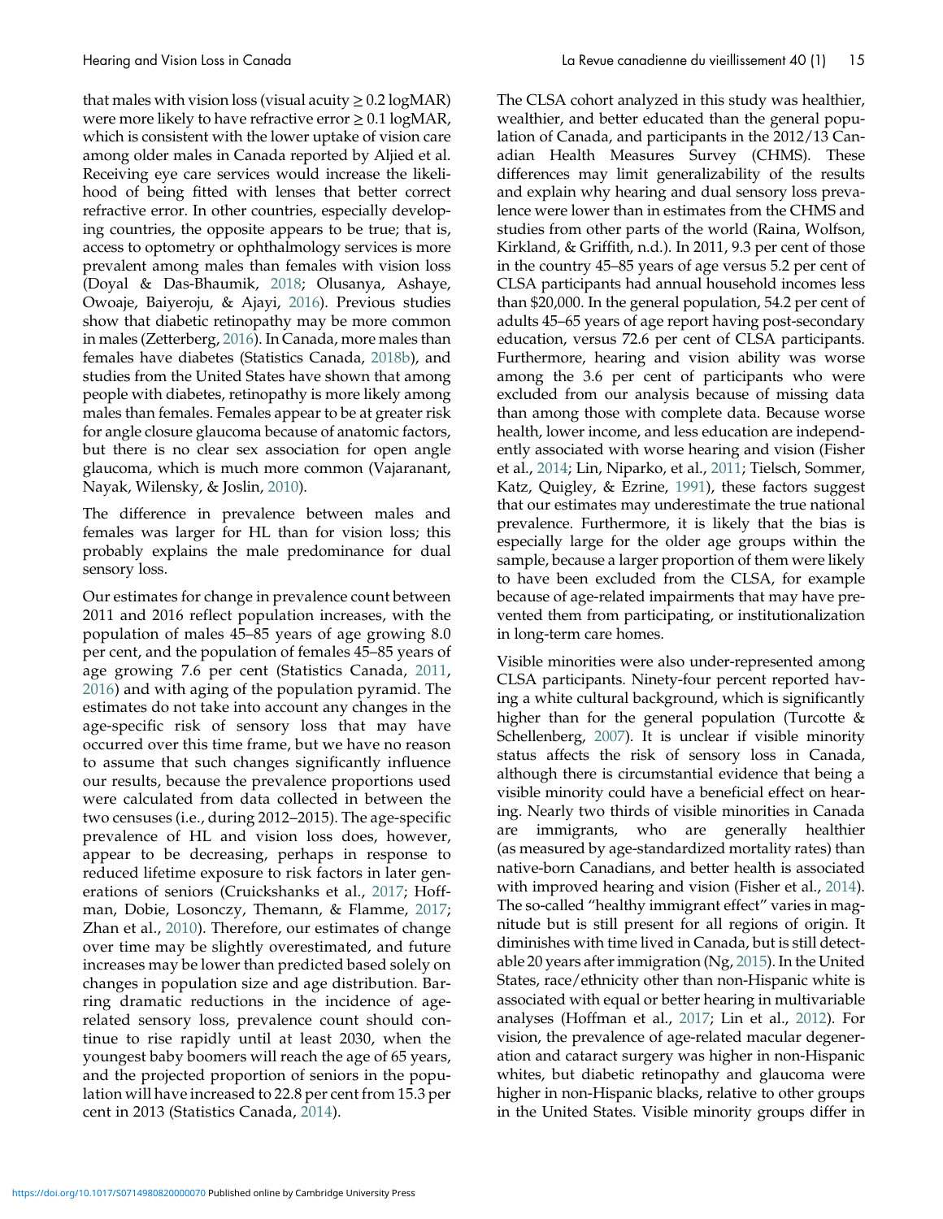that males with vision loss (visual acuity ≥ 0.2 logMAR) were more likely to have refractive error ≥ 0.1 logMAR, which is consistent with the lower uptake of vision care among older males in Canada reported by Aljied et al. Receiving eye care services would increase the likelihood of being fitted with lenses that better correct refractive error. In other countries, especially developing countries, the opposite appears to be true; that is, access to optometry or ophthalmology services is more prevalent among males than females with vision loss (Doyal & Das-Bhaumik, 2018; Olusanya, Ashaye, Owoaje, Baiyeroju, & Ajayi, 2016). Previous studies show that diabetic retinopathy may be more common in males (Zetterberg, 2016). In Canada, more males than females have diabetes (Statistics Canada, 2018b), and studies from the United States have shown that among people with diabetes, retinopathy is more likely among males than females. Females appear to be at greater risk for angle closure glaucoma because of anatomic factors, but there is no clear sex association for open angle glaucoma, which is much more common (Vajaranant, Nayak, Wilensky, & Joslin, 2010).

The difference in prevalence between males and females was larger for HL than for vision loss; this probably explains the male predominance for dual sensory loss.

Our estimates for change in prevalence count between 2011 and 2016 reflect population increases, with the population of males 45–85 years of age growing 8.0 per cent, and the population of females 45–85 years of age growing 7.6 per cent (Statistics Canada, 2011, 2016) and with aging of the population pyramid. The estimates do not take into account any changes in the age-specific risk of sensory loss that may have occurred over this time frame, but we have no reason to assume that such changes significantly influence our results, because the prevalence proportions used were calculated from data collected in between the two censuses (i.e., during 2012–2015). The age-specific prevalence of HL and vision loss does, however, appear to be decreasing, perhaps in response to reduced lifetime exposure to risk factors in later generations of seniors (Cruickshanks et al., 2017; Hoffman, Dobie, Losonczy, Themann, & Flamme, 2017; Zhan et al., 2010). Therefore, our estimates of change over time may be slightly overestimated, and future increases may be lower than predicted based solely on changes in population size and age distribution. Barring dramatic reductions in the incidence of age-related sensory loss, prevalence count should continue to rise rapidly until at least 2030, when the youngest baby boomers will reach the age of 65 years, and the projected proportion of seniors in the population will have increased to 22.8 per cent from 15.3 per cent in 2013 (Statistics Canada, 2014).

The CLSA cohort analyzed in this study was healthier, wealthier, and better educated than the general population of Canada, and participants in the 2012/13 Canadian Health Measures Survey (CHMS). These differences may limit generalizability of the results and explain why hearing and dual sensory loss prevalence were lower than in estimates from the CHMS and studies from other parts of the world (Raina, Wolfson, Kirkland, & Griffith, n.d.). In 2011, 9.3 per cent of those in the country 45–85 years of age versus 5.2 per cent of CLSA participants had annual household incomes less than $20,000. In the general population, 54.2 per cent of adults 45–65 years of age report having post-secondary education, versus 72.6 per cent of CLSA participants. Furthermore, hearing and vision ability was worse among the 3.6 per cent of participants who were excluded from our analysis because of missing data than among those with complete data. Because worse health, lower income, and less education are independently associated with worse hearing and vision (Fisher et al., 2014; Lin, Niparko, et al., 2011; Tielsch, Sommer, Katz, Quigley, & Ezrine, 1991), these factors suggest that our estimates may underestimate the true national prevalence. Furthermore, it is likely that the bias is especially large for the older age groups within the sample, because a larger proportion of them were likely to have been excluded from the CLSA, for example because of age-related impairments that may have prevented them from participating, or institutionalization in long-term care homes.

Visible minorities were also under-represented among CLSA participants. Ninety-four percent reported having a white cultural background, which is significantly higher than for the general population (Turcotte & Schellenberg, 2007). It is unclear if visible minority status affects the risk of sensory loss in Canada, although there is circumstantial evidence that being a visible minority could have a beneficial effect on hearing. Nearly two thirds of visible minorities in Canada are immigrants, who are generally healthier (as measured by age-standardized mortality rates) than native-born Canadians, and better health is associated with improved hearing and vision (Fisher et al., 2014). The so-called "healthy immigrant effect" varies in magnitude but is still present for all regions of origin. It diminishes with time lived in Canada, but is still detectable 20 years after immigration (Ng, 2015). In the United States, race/ethnicity other than non-Hispanic white is associated with equal or better hearing in multivariable analyses (Hoffman et al., 2017; Lin et al., 2012). For vision, the prevalence of age-related macular degeneration and cataract surgery was higher in non-Hispanic whites, but diabetic retinopathy and glaucoma were higher in non-Hispanic blacks, relative to other groups in the United States. Visible minority groups differ in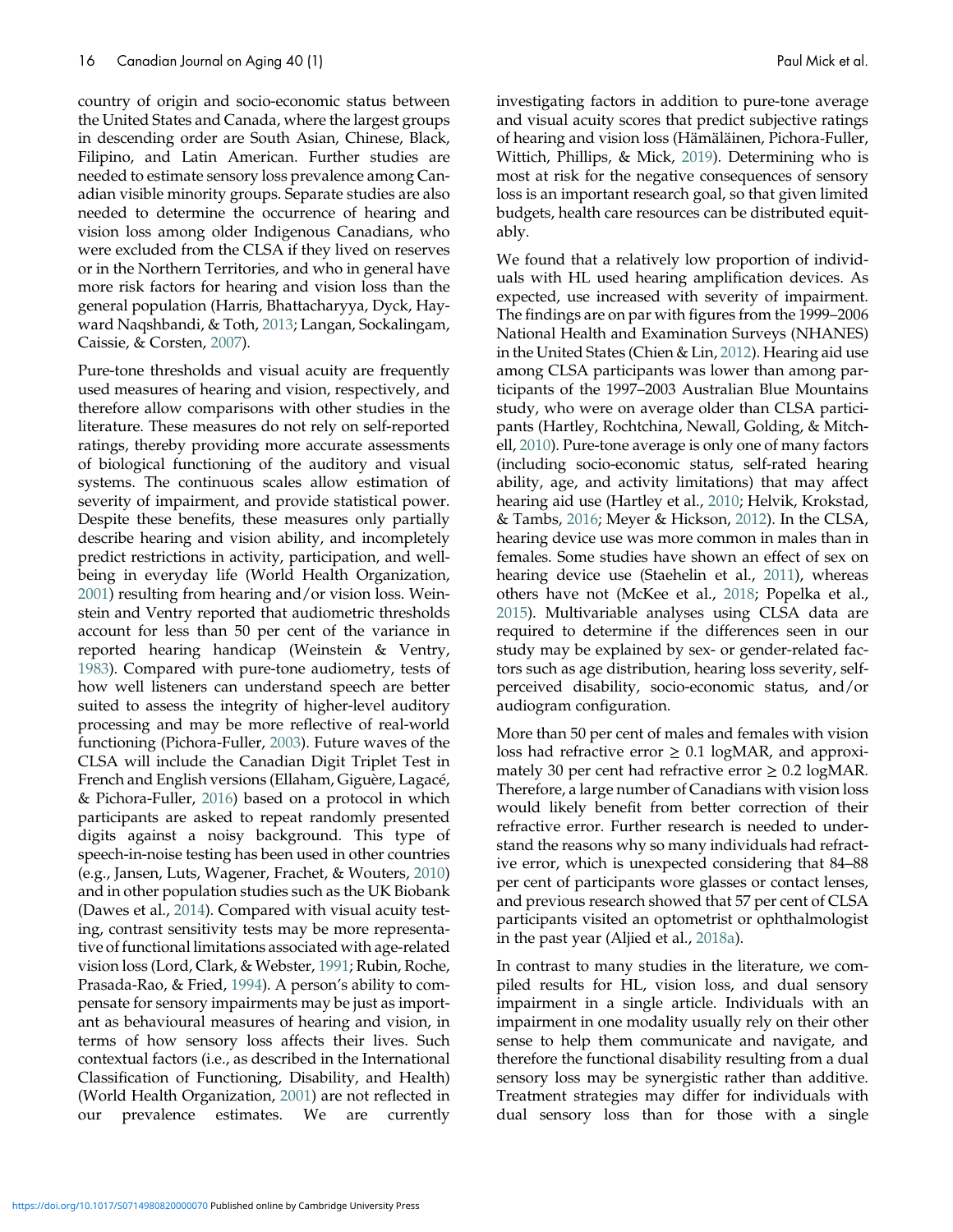country of origin and socio-economic status between the United States and Canada, where the largest groups in descending order are South Asian, Chinese, Black, Filipino, and Latin American. Further studies are needed to estimate sensory loss prevalence among Canadian visible minority groups. Separate studies are also needed to determine the occurrence of hearing and vision loss among older Indigenous Canadians, who were excluded from the CLSA if they lived on reserves or in the Northern Territories, and who in general have more risk factors for hearing and vision loss than the general population (Harris, Bhattacharyya, Dyck, Hayward Naqshbandi, & Toth, 2013; Langan, Sockalingam, Caissie, & Corsten, 2007).

Pure-tone thresholds and visual acuity are frequently used measures of hearing and vision, respectively, and therefore allow comparisons with other studies in the literature. These measures do not rely on self-reported ratings, thereby providing more accurate assessments of biological functioning of the auditory and visual systems. The continuous scales allow estimation of severity of impairment, and provide statistical power. Despite these benefits, these measures only partially describe hearing and vision ability, and incompletely predict restrictions in activity, participation, and well-being in everyday life (World Health Organization, 2001) resulting from hearing and/or vision loss. Weinstein and Ventry reported that audiometric thresholds account for less than 50 per cent of the variance in reported hearing handicap (Weinstein & Ventry, 1983). Compared with pure-tone audiometry, tests of how well listeners can understand speech are better suited to assess the integrity of higher-level auditory processing and may be more reflective of real-world functioning (Pichora-Fuller, 2003). Future waves of the CLSA will include the Canadian Digit Triplet Test in French and English versions (Ellaham, Giguère, Lagacé, & Pichora-Fuller, 2016) based on a protocol in which participants are asked to repeat randomly presented digits against a noisy background. This type of speech-in-noise testing has been used in other countries (e.g., Jansen, Luts, Wagener, Frachet, & Wouters, 2010) and in other population studies such as the UK Biobank (Dawes et al., 2014). Compared with visual acuity testing, contrast sensitivity tests may be more representative of functional limitations associated with age-related vision loss (Lord, Clark, & Webster, 1991; Rubin, Roche, Prasada-Rao, & Fried, 1994). A person's ability to compensate for sensory impairments may be just as important as behavioural measures of hearing and vision, in terms of how sensory loss affects their lives. Such contextual factors (i.e., as described in the International Classification of Functioning, Disability, and Health) (World Health Organization, 2001) are not reflected in our prevalence estimates. We are currently investigating factors in addition to pure-tone average and visual acuity scores that predict subjective ratings of hearing and vision loss (Hämäläinen, Pichora-Fuller, Wittich, Phillips, & Mick, 2019). Determining who is most at risk for the negative consequences of sensory loss is an important research goal, so that given limited budgets, health care resources can be distributed equitably.

We found that a relatively low proportion of individuals with HL used hearing amplification devices. As expected, use increased with severity of impairment. The findings are on par with figures from the 1999–2006 National Health and Examination Surveys (NHANES) in the United States (Chien & Lin, 2012). Hearing aid use among CLSA participants was lower than among participants of the 1997–2003 Australian Blue Mountains study, who were on average older than CLSA participants (Hartley, Rochtchina, Newall, Golding, & Mitchell, 2010). Pure-tone average is only one of many factors (including socio-economic status, self-rated hearing ability, age, and activity limitations) that may affect hearing aid use (Hartley et al., 2010; Helvik, Krokstad, & Tambs, 2016; Meyer & Hickson, 2012). In the CLSA, hearing device use was more common in males than in females. Some studies have shown an effect of sex on hearing device use (Staehelin et al., 2011), whereas others have not (McKee et al., 2018; Popelka et al., 2015). Multivariable analyses using CLSA data are required to determine if the differences seen in our study may be explained by sex- or gender-related factors such as age distribution, hearing loss severity, self-perceived disability, socio-economic status, and/or audiogram configuration.

More than 50 per cent of males and females with vision loss had refractive error $\geq 0.1$ logMAR, and approximately 30 per cent had refractive error $\geq 0.2$ logMAR. Therefore, a large number of Canadians with vision loss would likely benefit from better correction of their refractive error. Further research is needed to understand the reasons why so many individuals had refractive error, which is unexpected considering that 84–88 per cent of participants wore glasses or contact lenses, and previous research showed that 57 per cent of CLSA participants visited an optometrist or ophthalmologist in the past year (Aljied et al., 2018a).

In contrast to many studies in the literature, we compiled results for HL, vision loss, and dual sensory impairment in a single article. Individuals with an impairment in one modality usually rely on their other sense to help them communicate and navigate, and therefore the functional disability resulting from a dual sensory loss may be synergistic rather than additive. Treatment strategies may differ for individuals with dual sensory loss than for those with a single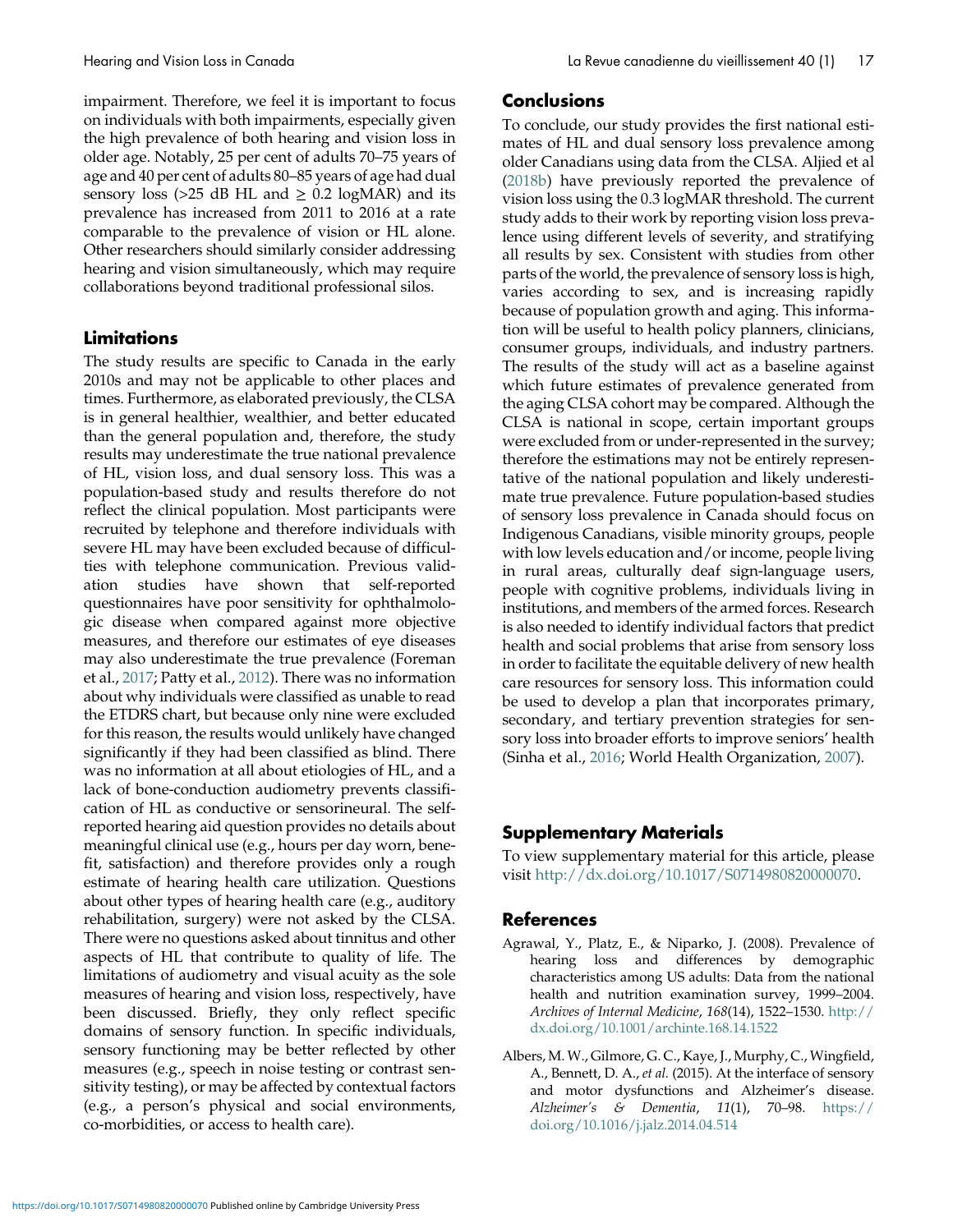impairment. Therefore, we feel it is important to focus on individuals with both impairments, especially given the high prevalence of both hearing and vision loss in older age. Notably, 25 per cent of adults 70–75 years of age and 40 per cent of adults 80–85 years of age had dual sensory loss (>25 dB HL and $\geq$ 0.2 logMAR) and its prevalence has increased from 2011 to 2016 at a rate comparable to the prevalence of vision or HL alone. Other researchers should similarly consider addressing hearing and vision simultaneously, which may require collaborations beyond traditional professional silos.

## Limitations

The study results are specific to Canada in the early 2010s and may not be applicable to other places and times. Furthermore, as elaborated previously, the CLSA is in general healthier, wealthier, and better educated than the general population and, therefore, the study results may underestimate the true national prevalence of HL, vision loss, and dual sensory loss. This was a population-based study and results therefore do not reflect the clinical population. Most participants were recruited by telephone and therefore individuals with severe HL may have been excluded because of difficulties with telephone communication. Previous validation studies have shown that self-reported questionnaires have poor sensitivity for ophthalmologic disease when compared against more objective measures, and therefore our estimates of eye diseases may also underestimate the true prevalence (Foreman et al., 2017; Patty et al., 2012). There was no information about why individuals were classified as unable to read the ETDRS chart, but because only nine were excluded for this reason, the results would unlikely have changed significantly if they had been classified as blind. There was no information at all about etiologies of HL, and a lack of bone-conduction audiometry prevents classification of HL as conductive or sensorineural. The self-reported hearing aid question provides no details about meaningful clinical use (e.g., hours per day worn, benefit, satisfaction) and therefore provides only a rough estimate of hearing health care utilization. Questions about other types of hearing health care (e.g., auditory rehabilitation, surgery) were not asked by the CLSA. There were no questions asked about tinnitus and other aspects of HL that contribute to quality of life. The limitations of audiometry and visual acuity as the sole measures of hearing and vision loss, respectively, have been discussed. Briefly, they only reflect specific domains of sensory function. In specific individuals, sensory functioning may be better reflected by other measures (e.g., speech in noise testing or contrast sensitivity testing), or may be affected by contextual factors (e.g., a person's physical and social environments, co-morbidities, or access to health care).

## Conclusions

To conclude, our study provides the first national estimates of HL and dual sensory loss prevalence among older Canadians using data from the CLSA. Aljied et al (2018b) have previously reported the prevalence of vision loss using the 0.3 logMAR threshold. The current study adds to their work by reporting vision loss prevalence using different levels of severity, and stratifying all results by sex. Consistent with studies from other parts of the world, the prevalence of sensory loss is high, varies according to sex, and is increasing rapidly because of population growth and aging. This information will be useful to health policy planners, clinicians, consumer groups, individuals, and industry partners. The results of the study will act as a baseline against which future estimates of prevalence generated from the aging CLSA cohort may be compared. Although the CLSA is national in scope, certain important groups were excluded from or under-represented in the survey; therefore the estimations may not be entirely representative of the national population and likely underestimate true prevalence. Future population-based studies of sensory loss prevalence in Canada should focus on Indigenous Canadians, visible minority groups, people with low levels education and/or income, people living in rural areas, culturally deaf sign-language users, people with cognitive problems, individuals living in institutions, and members of the armed forces. Research is also needed to identify individual factors that predict health and social problems that arise from sensory loss in order to facilitate the equitable delivery of new health care resources for sensory loss. This information could be used to develop a plan that incorporates primary, secondary, and tertiary prevention strategies for sensory loss into broader efforts to improve seniors' health (Sinha et al., 2016; World Health Organization, 2007).

## Supplementary Materials

To view supplementary material for this article, please visit http://dx.doi.org/10.1017/S0714980820000070.

## References

Agrawal, Y., Platz, E., & Niparko, J. (2008). Prevalence of hearing loss and differences by demographic characteristics among US adults: Data from the national health and nutrition examination survey, 1999–2004. *Archives of Internal Medicine*, *168*(14), 1522–1530. http://dx.doi.org/10.1001/archinte.168.14.1522

Albers, M. W., Gilmore, G. C., Kaye, J., Murphy, C., Wingfield, A., Bennett, D. A., *et al.* (2015). At the interface of sensory and motor dysfunctions and Alzheimer's disease. *Alzheimer's & Dementia*, *11*(1), 70–98. https://doi.org/10.1016/j.jalz.2014.04.514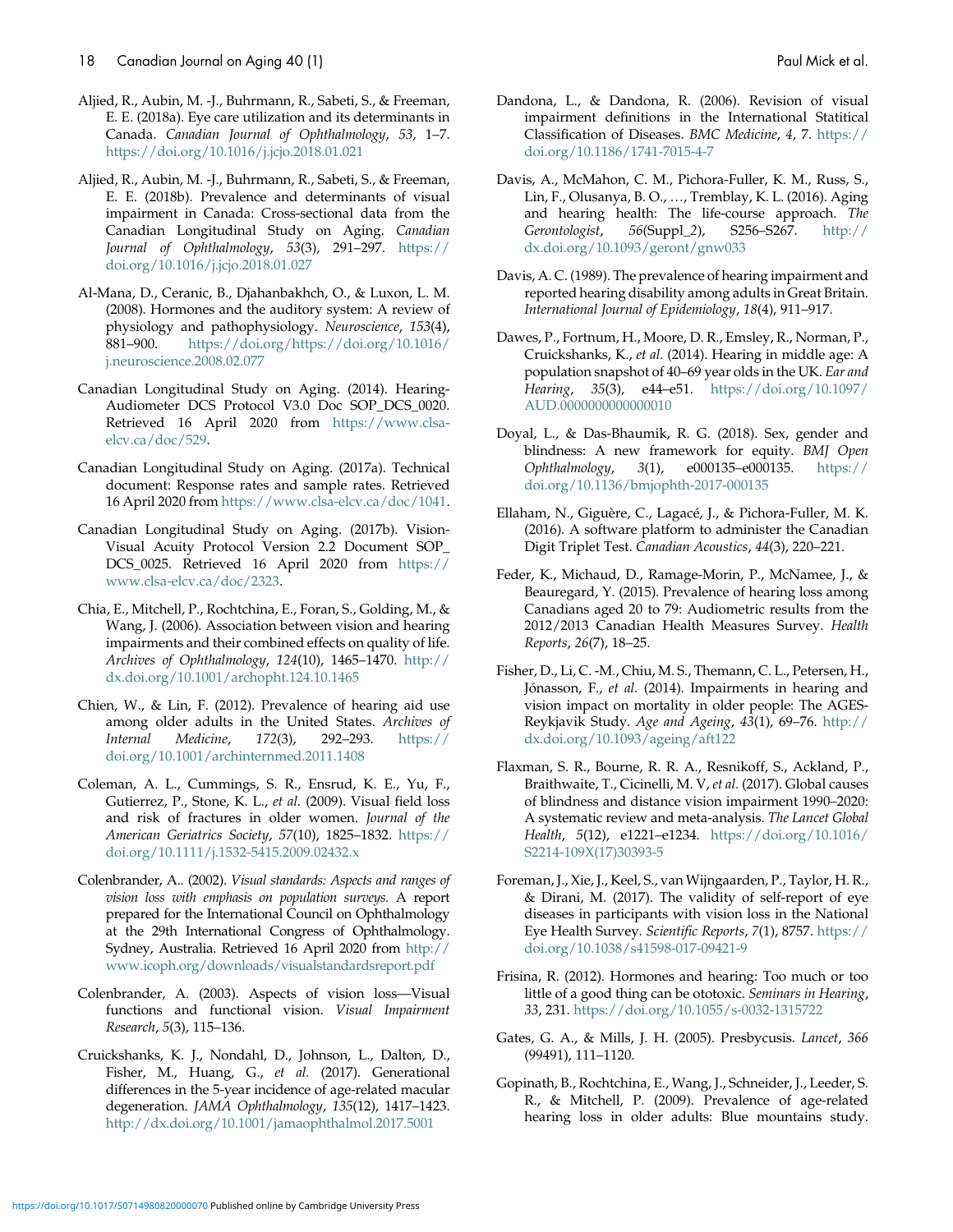Aljied, R., Aubin, M. -J., Buhrmann, R., Sabeti, S., & Freeman, E. E. (2018a). Eye care utilization and its determinants in Canada. *Canadian Journal of Ophthalmology*, *53*, 1–7. https://doi.org/10.1016/j.jcjo.2018.01.021

Aljied, R., Aubin, M. -J., Buhrmann, R., Sabeti, S., & Freeman, E. E. (2018b). Prevalence and determinants of visual impairment in Canada: Cross-sectional data from the Canadian Longitudinal Study on Aging. *Canadian Journal of Ophthalmology*, *53*(3), 291–297. https://doi.org/10.1016/j.jcjo.2018.01.027

Al-Mana, D., Ceranic, B., Djahanbakhch, O., & Luxon, L. M. (2008). Hormones and the auditory system: A review of physiology and pathophysiology. *Neuroscience*, *153*(4), 881–900. https://doi.org/https://doi.org/10.1016/j.neuroscience.2008.02.077

Canadian Longitudinal Study on Aging. (2014). Hearing-Audiometer DCS Protocol V3.0 Doc SOP_DCS_0020. Retrieved 16 April 2020 from https://www.clsa-elcv.ca/doc/529.

Canadian Longitudinal Study on Aging. (2017a). Technical document: Response rates and sample rates. Retrieved 16 April 2020 from https://www.clsa-elcv.ca/doc/1041.

Canadian Longitudinal Study on Aging. (2017b). Vision-Visual Acuity Protocol Version 2.2 Document SOP_DCS_0025. Retrieved 16 April 2020 from https://www.clsa-elcv.ca/doc/2323.

Chia, E., Mitchell, P., Rochtchina, E., Foran, S., Golding, M., & Wang, J. (2006). Association between vision and hearing impairments and their combined effects on quality of life. *Archives of Ophthalmology*, *124*(10), 1465–1470. http://dx.doi.org/10.1001/archopht.124.10.1465

Chien, W., & Lin, F. (2012). Prevalence of hearing aid use among older adults in the United States. *Archives of Internal Medicine*, *172*(3), 292–293. https://doi.org/10.1001/archinternmed.2011.1408

Coleman, A. L., Cummings, S. R., Ensrud, K. E., Yu, F., Gutierrez, P., Stone, K. L., *et al.* (2009). Visual field loss and risk of fractures in older women. *Journal of the American Geriatrics Society*, *57*(10), 1825–1832. https://doi.org/10.1111/j.1532-5415.2009.02432.x

Colenbrander, A.. (2002). *Visual standards: Aspects and ranges of vision loss with emphasis on population surveys.* A report prepared for the International Council on Ophthalmology at the 29th International Congress of Ophthalmology. Sydney, Australia. Retrieved 16 April 2020 from http://www.icoph.org/downloads/visualstandardsreport.pdf

Colenbrander, A. (2003). Aspects of vision loss—Visual functions and functional vision. *Visual Impairment Research*, *5*(3), 115–136.

Cruickshanks, K. J., Nondahl, D., Johnson, L., Dalton, D., Fisher, M., Huang, G., *et al.* (2017). Generational differences in the 5-year incidence of age-related macular degeneration. *JAMA Ophthalmology*, *135*(12), 1417–1423. http://dx.doi.org/10.1001/jamaophthalmol.2017.5001

Dandona, L., & Dandona, R. (2006). Revision of visual impairment definitions in the International Statitical Classification of Diseases. *BMC Medicine*, *4*, 7. https://doi.org/10.1186/1741-7015-4-7

Davis, A., McMahon, C. M., Pichora-Fuller, K. M., Russ, S., Lin, F., Olusanya, B. O., …, Tremblay, K. L. (2016). Aging and hearing health: The life-course approach. *The Gerontologist*, *56*(Suppl_2), S256–S267. http://dx.doi.org/10.1093/geront/gnw033

Davis, A. C. (1989). The prevalence of hearing impairment and reported hearing disability among adults in Great Britain. *International Journal of Epidemiology*, *18*(4), 911–917.

Dawes, P., Fortnum, H., Moore, D. R., Emsley, R., Norman, P., Cruickshanks, K., *et al.* (2014). Hearing in middle age: A population snapshot of 40–69 year olds in the UK. *Ear and Hearing*, *35*(3), e44–e51. https://doi.org/10.1097/AUD.0000000000000010

Doyal, L., & Das-Bhaumik, R. G. (2018). Sex, gender and blindness: A new framework for equity. *BMJ Open Ophthalmology*, *3*(1), e000135–e000135. https://doi.org/10.1136/bmjophth-2017-000135

Ellaham, N., Giguère, C., Lagacé, J., & Pichora-Fuller, M. K. (2016). A software platform to administer the Canadian Digit Triplet Test. *Canadian Acoustics*, *44*(3), 220–221.

Feder, K., Michaud, D., Ramage-Morin, P., McNamee, J., & Beauregard, Y. (2015). Prevalence of hearing loss among Canadians aged 20 to 79: Audiometric results from the 2012/2013 Canadian Health Measures Survey. *Health Reports*, *26*(7), 18–25.

Fisher, D., Li, C. -M., Chiu, M. S., Themann, C. L., Petersen, H., Jónasson, F., *et al.* (2014). Impairments in hearing and vision impact on mortality in older people: The AGES-Reykjavik Study. *Age and Ageing*, *43*(1), 69–76. http://dx.doi.org/10.1093/ageing/aft122

Flaxman, S. R., Bourne, R. R. A., Resnikoff, S., Ackland, P., Braithwaite, T., Cicinelli, M. V, *et al.* (2017). Global causes of blindness and distance vision impairment 1990–2020: A systematic review and meta-analysis. *The Lancet Global Health*, *5*(12), e1221–e1234. https://doi.org/10.1016/S2214-109X(17)30393-5

Foreman, J., Xie, J., Keel, S., van Wijngaarden, P., Taylor, H. R., & Dirani, M. (2017). The validity of self-report of eye diseases in participants with vision loss in the National Eye Health Survey. *Scientific Reports*, *7*(1), 8757. https://doi.org/10.1038/s41598-017-09421-9

Frisina, R. (2012). Hormones and hearing: Too much or too little of a good thing can be ototoxic. *Seminars in Hearing*, *33*, 231. https://doi.org/10.1055/s-0032-1315722

Gates, G. A., & Mills, J. H. (2005). Presbycusis. *Lancet*, *366* (99491), 111–1120.

Gopinath, B., Rochtchina, E., Wang, J., Schneider, J., Leeder, S. R., & Mitchell, P. (2009). Prevalence of age-related hearing loss in older adults: Blue mountains study.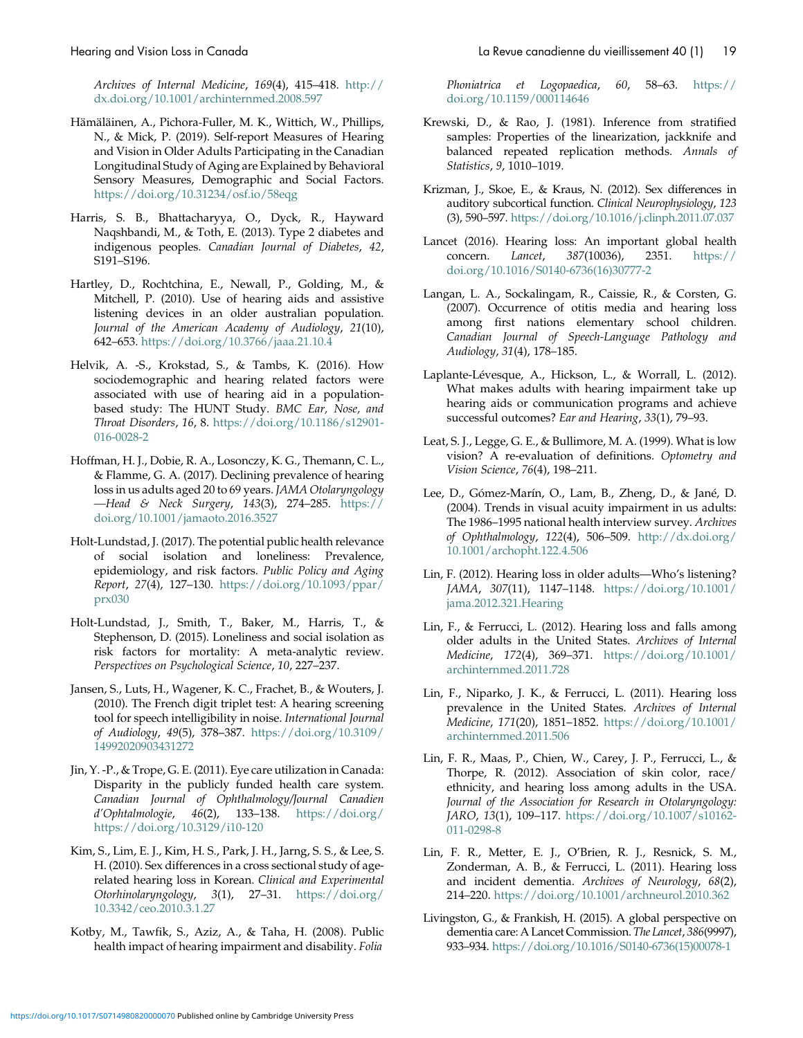*Archives of Internal Medicine*, *169*(4), 415–418. http://dx.doi.org/10.1001/archinternmed.2008.597

Hämäläinen, A., Pichora-Fuller, M. K., Wittich, W., Phillips, N., & Mick, P. (2019). Self-report Measures of Hearing and Vision in Older Adults Participating in the Canadian Longitudinal Study of Aging are Explained by Behavioral Sensory Measures, Demographic and Social Factors. https://doi.org/10.31234/osf.io/58eqg

Harris, S. B., Bhattacharyya, O., Dyck, R., Hayward Naqshbandi, M., & Toth, E. (2013). Type 2 diabetes and indigenous peoples. *Canadian Journal of Diabetes*, *42*, S191–S196.

Hartley, D., Rochtchina, E., Newall, P., Golding, M., & Mitchell, P. (2010). Use of hearing aids and assistive listening devices in an older australian population. *Journal of the American Academy of Audiology*, *21*(10), 642–653. https://doi.org/10.3766/jaaa.21.10.4

Helvik, A. -S., Krokstad, S., & Tambs, K. (2016). How sociodemographic and hearing related factors were associated with use of hearing aid in a population-based study: The HUNT Study. *BMC Ear, Nose, and Throat Disorders*, *16*, 8. https://doi.org/10.1186/s12901-016-0028-2

Hoffman, H. J., Dobie, R. A., Losonczy, K. G., Themann, C. L., & Flamme, G. A. (2017). Declining prevalence of hearing loss in us adults aged 20 to 69 years. *JAMA Otolaryngology—Head & Neck Surgery*, *143*(3), 274–285. https://doi.org/10.1001/jamaoto.2016.3527

Holt-Lundstad, J. (2017). The potential public health relevance of social isolation and loneliness: Prevalence, epidemiology, and risk factors. *Public Policy and Aging Report*, *27*(4), 127–130. https://doi.org/10.1093/ppar/prx030

Holt-Lundstad, J., Smith, T., Baker, M., Harris, T., & Stephenson, D. (2015). Loneliness and social isolation as risk factors for mortality: A meta-analytic review. *Perspectives on Psychological Science*, *10*, 227–237.

Jansen, S., Luts, H., Wagener, K. C., Frachet, B., & Wouters, J. (2010). The French digit triplet test: A hearing screening tool for speech intelligibility in noise. *International Journal of Audiology*, *49*(5), 378–387. https://doi.org/10.3109/14992020903431272

Jin, Y. -P., & Trope, G. E. (2011). Eye care utilization in Canada: Disparity in the publicly funded health care system. *Canadian Journal of Ophthalmology/Journal Canadien d'Ophtalmologie*, *46*(2), 133–138. https://doi.org/https://doi.org/10.3129/i10-120

Kim, S., Lim, E. J., Kim, H. S., Park, J. H., Jarng, S. S., & Lee, S. H. (2010). Sex differences in a cross sectional study of age-related hearing loss in Korean. *Clinical and Experimental Otorhinolaryngology*, *3*(1), 27–31. https://doi.org/10.3342/ceo.2010.3.1.27

Kotby, M., Tawfik, S., Aziz, A., & Taha, H. (2008). Public health impact of hearing impairment and disability. *Folia Phoniatrica et Logopaedica*, *60*, 58–63. https://doi.org/10.1159/000114646

Krewski, D., & Rao, J. (1981). Inference from stratified samples: Properties of the linearization, jackknife and balanced repeated replication methods. *Annals of Statistics*, *9*, 1010–1019.

Krizman, J., Skoe, E., & Kraus, N. (2012). Sex differences in auditory subcortical function. *Clinical Neurophysiology*, *123*(3), 590–597. https://doi.org/10.1016/j.clinph.2011.07.037

Lancet (2016). Hearing loss: An important global health concern. *Lancet*, *387*(10036), 2351. https://doi.org/10.1016/S0140-6736(16)30777-2

Langan, L. A., Sockalingam, R., Caissie, R., & Corsten, G. (2007). Occurrence of otitis media and hearing loss among first nations elementary school children. *Canadian Journal of Speech-Language Pathology and Audiology*, *31*(4), 178–185.

Laplante-Lévesque, A., Hickson, L., & Worrall, L. (2012). What makes adults with hearing impairment take up hearing aids or communication programs and achieve successful outcomes? *Ear and Hearing*, *33*(1), 79–93.

Leat, S. J., Legge, G. E., & Bullimore, M. A. (1999). What is low vision? A re-evaluation of definitions. *Optometry and Vision Science*, *76*(4), 198–211.

Lee, D., Gómez-Marín, O., Lam, B., Zheng, D., & Jané, D. (2004). Trends in visual acuity impairment in us adults: The 1986–1995 national health interview survey. *Archives of Ophthalmology*, *122*(4), 506–509. http://dx.doi.org/10.1001/archopht.122.4.506

Lin, F. (2012). Hearing loss in older adults—Who's listening? *JAMA*, *307*(11), 1147–1148. https://doi.org/10.1001/jama.2012.321.Hearing

Lin, F., & Ferrucci, L. (2012). Hearing loss and falls among older adults in the United States. *Archives of Internal Medicine*, *172*(4), 369–371. https://doi.org/10.1001/archinternmed.2011.728

Lin, F., Niparko, J. K., & Ferrucci, L. (2011). Hearing loss prevalence in the United States. *Archives of Internal Medicine*, *171*(20), 1851–1852. https://doi.org/10.1001/archinternmed.2011.506

Lin, F. R., Maas, P., Chien, W., Carey, J. P., Ferrucci, L., & Thorpe, R. (2012). Association of skin color, race/ethnicity, and hearing loss among adults in the USA. *Journal of the Association for Research in Otolaryngology: JARO*, *13*(1), 109–117. https://doi.org/10.1007/s10162-011-0298-8

Lin, F. R., Metter, E. J., O'Brien, R. J., Resnick, S. M., Zonderman, A. B., & Ferrucci, L. (2011). Hearing loss and incident dementia. *Archives of Neurology*, *68*(2), 214–220. https://doi.org/10.1001/archneurol.2010.362

Livingston, G., & Frankish, H. (2015). A global perspective on dementia care: A Lancet Commission. *The Lancet*, *386*(9997), 933–934. https://doi.org/10.1016/S0140-6736(15)00078-1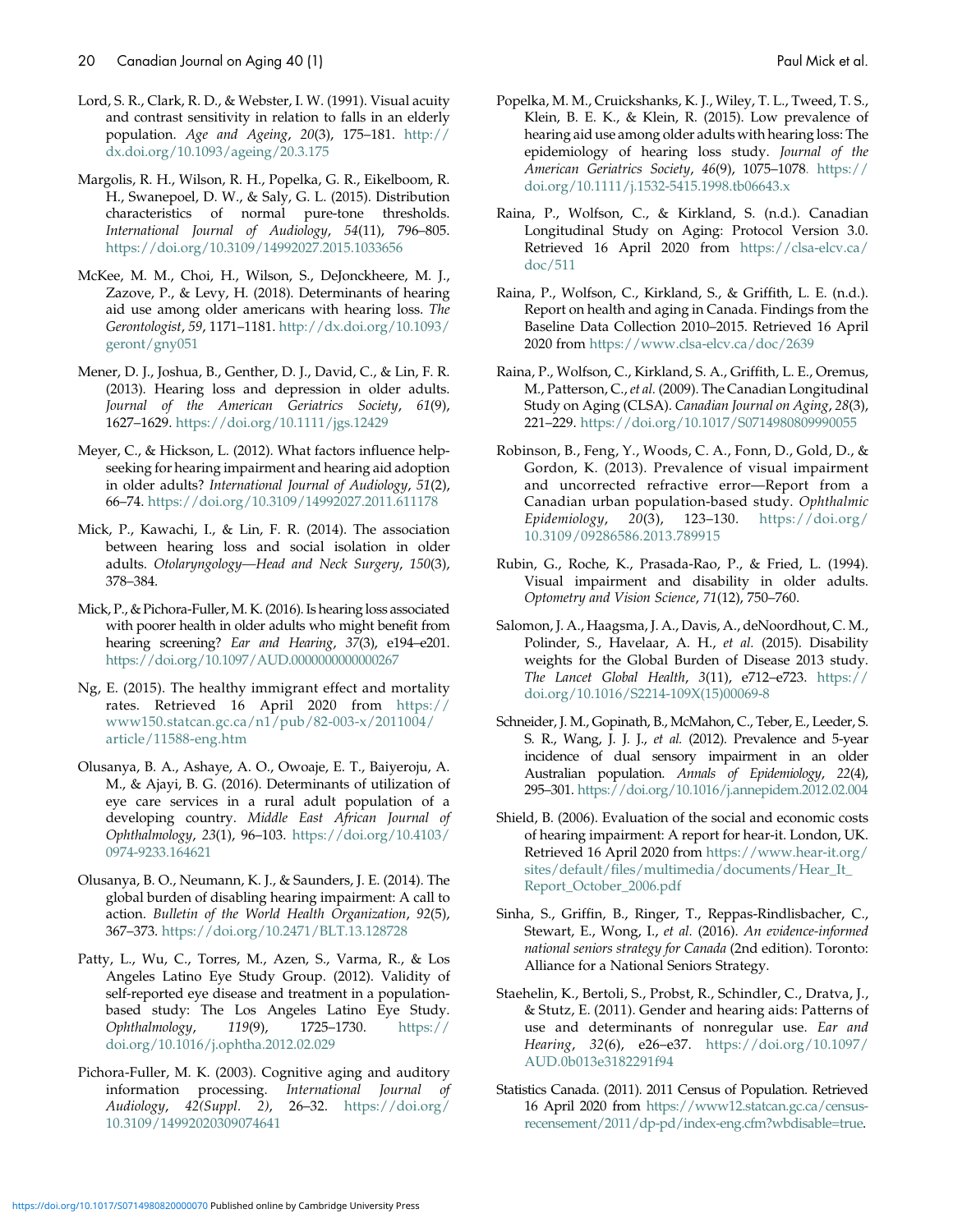Lord, S. R., Clark, R. D., & Webster, I. W. (1991). Visual acuity and contrast sensitivity in relation to falls in an elderly population. *Age and Ageing*, *20*(3), 175–181. http://dx.doi.org/10.1093/ageing/20.3.175

Margolis, R. H., Wilson, R. H., Popelka, G. R., Eikelboom, R. H., Swanepoel, D. W., & Saly, G. L. (2015). Distribution characteristics of normal pure-tone thresholds. *International Journal of Audiology*, *54*(11), 796–805. https://doi.org/10.3109/14992027.2015.1033656

McKee, M. M., Choi, H., Wilson, S., DeJonckheere, M. J., Zazove, P., & Levy, H. (2018). Determinants of hearing aid use among older americans with hearing loss. *The Gerontologist*, *59*, 1171–1181. http://dx.doi.org/10.1093/geront/gny051

Mener, D. J., Joshua, B., Genther, D. J., David, C., & Lin, F. R. (2013). Hearing loss and depression in older adults. *Journal of the American Geriatrics Society*, *61*(9), 1627–1629. https://doi.org/10.1111/jgs.12429

Meyer, C., & Hickson, L. (2012). What factors influence help-seeking for hearing impairment and hearing aid adoption in older adults? *International Journal of Audiology*, *51*(2), 66–74. https://doi.org/10.3109/14992027.2011.611178

Mick, P., Kawachi, I., & Lin, F. R. (2014). The association between hearing loss and social isolation in older adults. *Otolaryngology—Head and Neck Surgery*, *150*(3), 378–384.

Mick, P., & Pichora-Fuller, M. K. (2016). Is hearing loss associated with poorer health in older adults who might benefit from hearing screening? *Ear and Hearing*, *37*(3), e194–e201. https://doi.org/10.1097/AUD.0000000000000267

Ng, E. (2015). The healthy immigrant effect and mortality rates. Retrieved 16 April 2020 from https://www150.statcan.gc.ca/n1/pub/82-003-x/2011004/article/11588-eng.htm

Olusanya, B. A., Ashaye, A. O., Owoaje, E. T., Baiyeroju, A. M., & Ajayi, B. G. (2016). Determinants of utilization of eye care services in a rural adult population of a developing country. *Middle East African Journal of Ophthalmology*, *23*(1), 96–103. https://doi.org/10.4103/0974-9233.164621

Olusanya, B. O., Neumann, K. J., & Saunders, J. E. (2014). The global burden of disabling hearing impairment: A call to action. *Bulletin of the World Health Organization*, *92*(5), 367–373. https://doi.org/10.2471/BLT.13.128728

Patty, L., Wu, C., Torres, M., Azen, S., Varma, R., & Los Angeles Latino Eye Study Group. (2012). Validity of self-reported eye disease and treatment in a population-based study: The Los Angeles Latino Eye Study. *Ophthalmology*, *119*(9), 1725–1730. https://doi.org/10.1016/j.ophtha.2012.02.029

Pichora-Fuller, M. K. (2003). Cognitive aging and auditory information processing. *International Journal of Audiology*, *42(Suppl. 2)*, 26–32. https://doi.org/10.3109/14992020309074641

Popelka, M. M., Cruickshanks, K. J., Wiley, T. L., Tweed, T. S., Klein, B. E. K., & Klein, R. (2015). Low prevalence of hearing aid use among older adults with hearing loss: The epidemiology of hearing loss study. *Journal of the American Geriatrics Society*, *46*(9), 1075–1078. https://doi.org/10.1111/j.1532-5415.1998.tb06643.x

Raina, P., Wolfson, C., & Kirkland, S. (n.d.). Canadian Longitudinal Study on Aging: Protocol Version 3.0. Retrieved 16 April 2020 from https://clsa-elcv.ca/doc/511

Raina, P., Wolfson, C., Kirkland, S., & Griffith, L. E. (n.d.). Report on health and aging in Canada. Findings from the Baseline Data Collection 2010–2015. Retrieved 16 April 2020 from https://www.clsa-elcv.ca/doc/2639

Raina, P., Wolfson, C., Kirkland, S. A., Griffith, L. E., Oremus, M., Patterson, C., *et al.* (2009). The Canadian Longitudinal Study on Aging (CLSA). *Canadian Journal on Aging*, *28*(3), 221–229. https://doi.org/10.1017/S0714980809990055

Robinson, B., Feng, Y., Woods, C. A., Fonn, D., Gold, D., & Gordon, K. (2013). Prevalence of visual impairment and uncorrected refractive error—Report from a Canadian urban population-based study. *Ophthalmic Epidemiology*, *20*(3), 123–130. https://doi.org/10.3109/09286586.2013.789915

Rubin, G., Roche, K., Prasada-Rao, P., & Fried, L. (1994). Visual impairment and disability in older adults. *Optometry and Vision Science*, *71*(12), 750–760.

Salomon, J. A., Haagsma, J. A., Davis, A., deNoordhout, C. M., Polinder, S., Havelaar, A. H., *et al.* (2015). Disability weights for the Global Burden of Disease 2013 study. *The Lancet Global Health*, *3*(11), e712–e723. https://doi.org/10.1016/S2214-109X(15)00069-8

Schneider, J. M., Gopinath, B., McMahon, C., Teber, E., Leeder, S. S. R., Wang, J. J. J., *et al.* (2012). Prevalence and 5-year incidence of dual sensory impairment in an older Australian population. *Annals of Epidemiology*, *22*(4), 295–301. https://doi.org/10.1016/j.annepidem.2012.02.004

Shield, B. (2006). Evaluation of the social and economic costs of hearing impairment: A report for hear-it. London, UK. Retrieved 16 April 2020 from https://www.hear-it.org/sites/default/files/multimedia/documents/Hear_It_Report_October_2006.pdf

Sinha, S., Griffin, B., Ringer, T., Reppas-Rindlisbacher, C., Stewart, E., Wong, I., *et al.* (2016). *An evidence-informed national seniors strategy for Canada* (2nd edition). Toronto: Alliance for a National Seniors Strategy.

Staehelin, K., Bertoli, S., Probst, R., Schindler, C., Dratva, J., & Stutz, E. (2011). Gender and hearing aids: Patterns of use and determinants of nonregular use. *Ear and Hearing*, *32*(6), e26–e37. https://doi.org/10.1097/AUD.0b013e3182291f94

Statistics Canada. (2011). 2011 Census of Population. Retrieved 16 April 2020 from https://www12.statcan.gc.ca/census-recensement/2011/dp-pd/index-eng.cfm?wbdisable=true.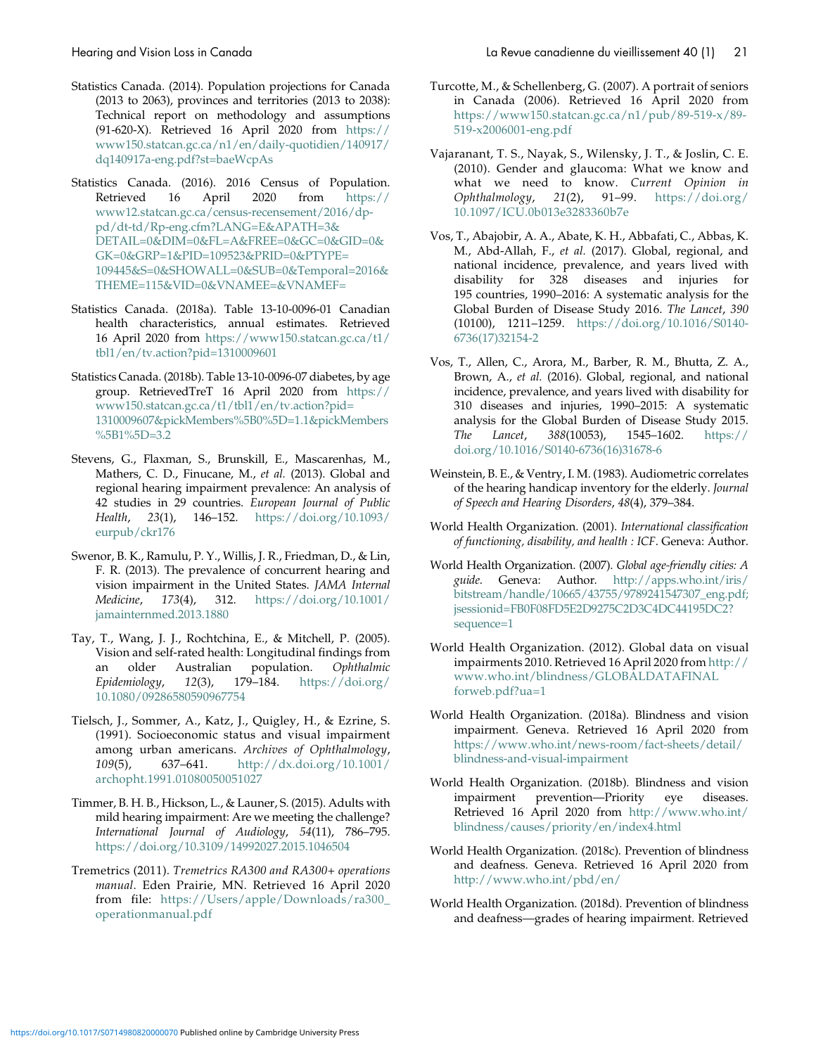Statistics Canada. (2014). Population projections for Canada (2013 to 2063), provinces and territories (2013 to 2038): Technical report on methodology and assumptions (91-620-X). Retrieved 16 April 2020 from https://www150.statcan.gc.ca/n1/en/daily-quotidien/140917/dq140917a-eng.pdf?st=baeWcpAs

Statistics Canada. (2016). 2016 Census of Population. Retrieved 16 April 2020 from https://www12.statcan.gc.ca/census-recensement/2016/dp-pd/dt-td/Rp-eng.cfm?LANG=E&APATH=3&DETAIL=0&DIM=0&FL=A&FREE=0&GC=0&GID=0&GK=0&GRP=1&PID=109523&PRID=0&PTYPE=109445&S=0&SHOWALL=0&SUB=0&Temporal=2016&THEME=115&VID=0&VNAMEE=&VNAMEF=

Statistics Canada. (2018a). Table 13-10-0096-01 Canadian health characteristics, annual estimates. Retrieved 16 April 2020 from https://www150.statcan.gc.ca/t1/tbl1/en/tv.action?pid=1310009601

Statistics Canada. (2018b). Table 13-10-0096-07 diabetes, by age group. RetrievedTreT 16 April 2020 from https://www150.statcan.gc.ca/t1/tbl1/en/tv.action?pid=1310009607&pickMembers%5B0%5D=1.1&pickMembers%5B1%5D=3.2

Stevens, G., Flaxman, S., Brunskill, E., Mascarenhas, M., Mathers, C. D., Finucane, M., *et al.* (2013). Global and regional hearing impairment prevalence: An analysis of 42 studies in 29 countries. *European Journal of Public Health*, *23*(1), 146–152. https://doi.org/10.1093/eurpub/ckr176

Swenor, B. K., Ramulu, P. Y., Willis, J. R., Friedman, D., & Lin, F. R. (2013). The prevalence of concurrent hearing and vision impairment in the United States. *JAMA Internal Medicine*, *173*(4), 312. https://doi.org/10.1001/jamainternmed.2013.1880

Tay, T., Wang, J. J., Rochtchina, E., & Mitchell, P. (2005). Vision and self-rated health: Longitudinal findings from an older Australian population. *Ophthalmic Epidemiology*, *12*(3), 179–184. https://doi.org/10.1080/09286580590967754

Tielsch, J., Sommer, A., Katz, J., Quigley, H., & Ezrine, S. (1991). Socioeconomic status and visual impairment among urban americans. *Archives of Ophthalmology*, *109*(5), 637–641. http://dx.doi.org/10.1001/archopht.1991.01080050051027

Timmer, B. H. B., Hickson, L., & Launer, S. (2015). Adults with mild hearing impairment: Are we meeting the challenge? *International Journal of Audiology*, *54*(11), 786–795. https://doi.org/10.3109/14992027.2015.1046504

Tremetrics (2011). *Tremetrics RA300 and RA300+ operations manual*. Eden Prairie, MN. Retrieved 16 April 2020 from file: https://Users/apple/Downloads/ra300_operationmanual.pdf

Turcotte, M., & Schellenberg, G. (2007). A portrait of seniors in Canada (2006). Retrieved 16 April 2020 from https://www150.statcan.gc.ca/n1/pub/89-519-x/89-519-x2006001-eng.pdf

Vajaranant, T. S., Nayak, S., Wilensky, J. T., & Joslin, C. E. (2010). Gender and glaucoma: What we know and what we need to know. *Current Opinion in Ophthalmology*, *21*(2), 91–99. https://doi.org/10.1097/ICU.0b013e3283360b7e

Vos, T., Abajobir, A. A., Abate, K. H., Abbafati, C., Abbas, K. M., Abd-Allah, F., *et al.* (2017). Global, regional, and national incidence, prevalence, and years lived with disability for 328 diseases and injuries for 195 countries, 1990–2016: A systematic analysis for the Global Burden of Disease Study 2016. *The Lancet*, *390*(10100), 1211–1259. https://doi.org/10.1016/S0140-6736(17)32154-2

Vos, T., Allen, C., Arora, M., Barber, R. M., Bhutta, Z. A., Brown, A., *et al.* (2016). Global, regional, and national incidence, prevalence, and years lived with disability for 310 diseases and injuries, 1990–2015: A systematic analysis for the Global Burden of Disease Study 2015. *The Lancet*, *388*(10053), 1545–1602. https://doi.org/10.1016/S0140-6736(16)31678-6

Weinstein, B. E., & Ventry, I. M. (1983). Audiometric correlates of the hearing handicap inventory for the elderly. *Journal of Speech and Hearing Disorders*, *48*(4), 379–384.

World Health Organization. (2001). *International classification of functioning, disability, and health : ICF*. Geneva: Author.

World Health Organization. (2007). *Global age-friendly cities: A guide*. Geneva: Author. http://apps.who.int/iris/bitstream/handle/10665/43755/9789241547307_eng.pdf;jsessionid=FB0F08FD5E2D9275C2D3C4DC44195DC2?sequence=1

World Health Organization. (2012). Global data on visual impairments 2010. Retrieved 16 April 2020 from http://www.who.int/blindness/GLOBALDATAFINALforweb.pdf?ua=1

World Health Organization. (2018a). Blindness and vision impairment. Geneva. Retrieved 16 April 2020 from https://www.who.int/news-room/fact-sheets/detail/blindness-and-visual-impairment

World Health Organization. (2018b). Blindness and vision impairment prevention—Priority eye diseases. Retrieved 16 April 2020 from http://www.who.int/blindness/causes/priority/en/index4.html

World Health Organization. (2018c). Prevention of blindness and deafness. Geneva. Retrieved 16 April 2020 from http://www.who.int/pbd/en/

World Health Organization. (2018d). Prevention of blindness and deafness—grades of hearing impairment. Retrieved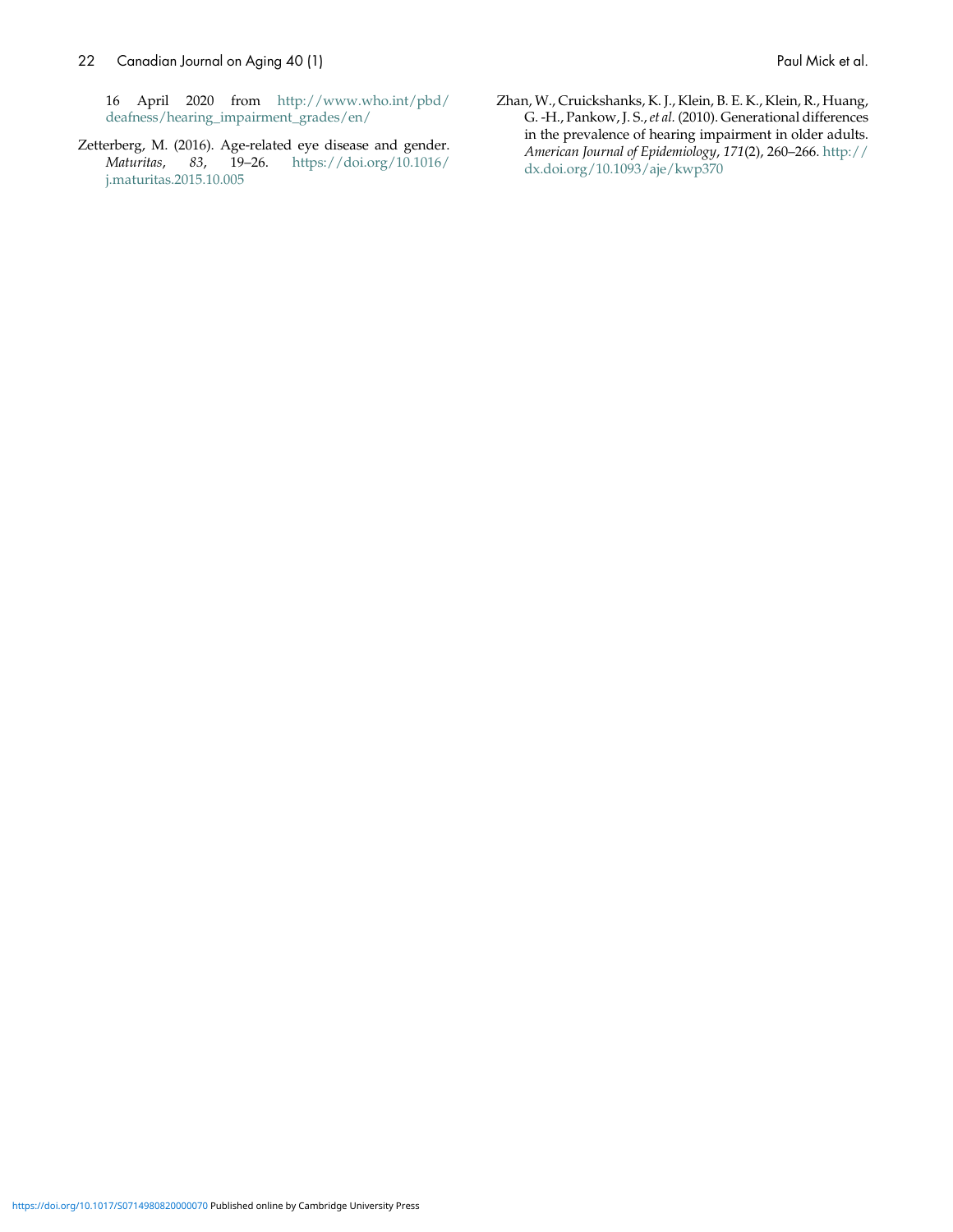16 April 2020 from http://www.who.int/pbd/deafness/hearing_impairment_grades/en/

Zetterberg, M. (2016). Age-related eye disease and gender. *Maturitas*, *83*, 19–26. https://doi.org/10.1016/j.maturitas.2015.10.005

Zhan, W., Cruickshanks, K. J., Klein, B. E. K., Klein, R., Huang, G. -H., Pankow, J. S., *et al.* (2010). Generational differences in the prevalence of hearing impairment in older adults. *American Journal of Epidemiology*, *171*(2), 260–266. http://dx.doi.org/10.1093/aje/kwp370